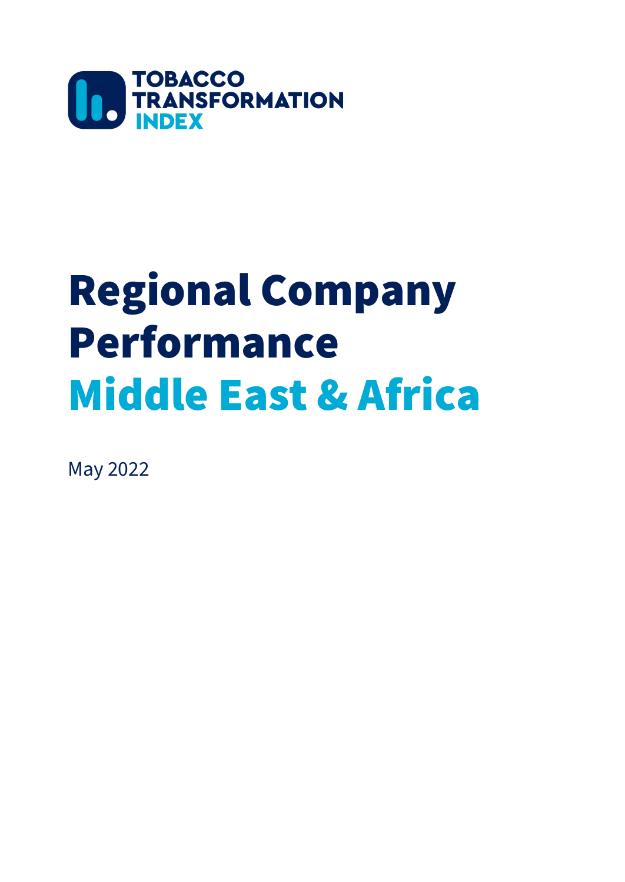TOBACCO TRANSFORMATION INDEX

# Regional Company Performance
# Middle East & Africa

May 2022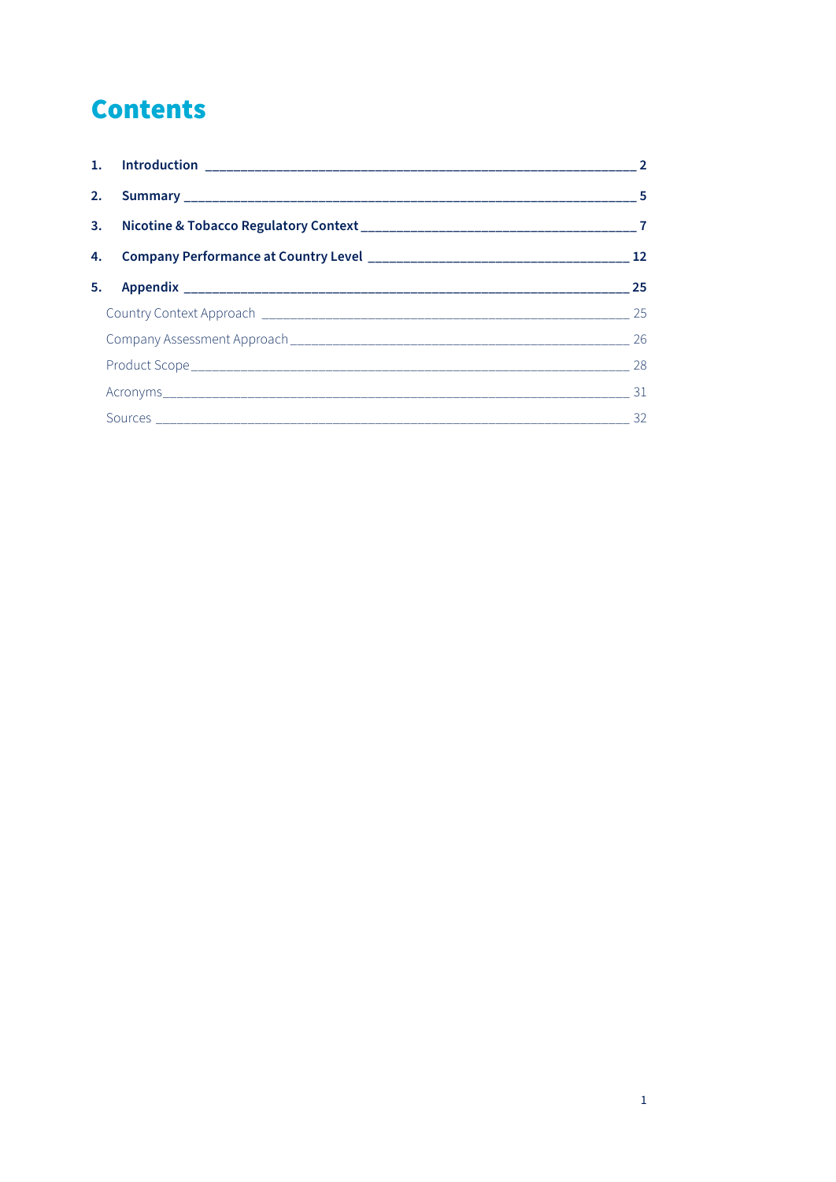# Contents

1. **Introduction** — 2
2. **Summary** — 5
3. **Nicotine & Tobacco Regulatory Context** — 7
4. **Company Performance at Country Level** — 12
5. **Appendix** — 25
   - Country Context Approach — 25
   - Company Assessment Approach — 26
   - Product Scope — 28
   - Acronyms — 31
   - Sources — 32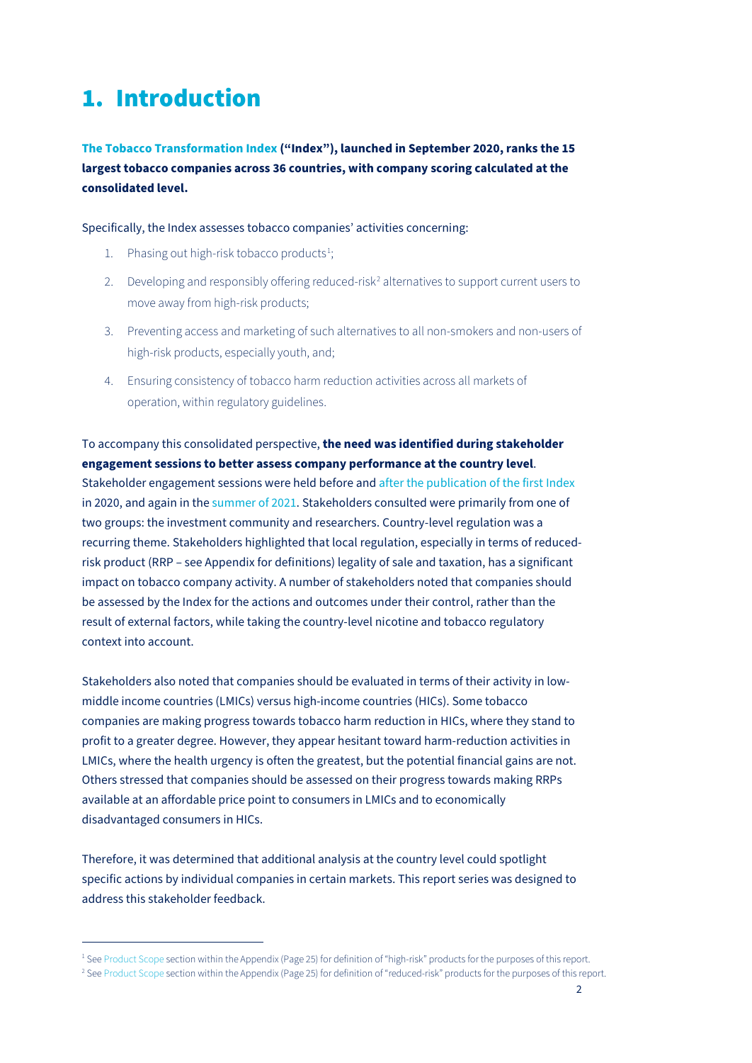# 1. Introduction

**The Tobacco Transformation Index ("Index"), launched in September 2020, ranks the 15 largest tobacco companies across 36 countries, with company scoring calculated at the consolidated level.**

Specifically, the Index assesses tobacco companies' activities concerning:

1. Phasing out high-risk tobacco products[1];
2. Developing and responsibly offering reduced-risk[2] alternatives to support current users to move away from high-risk products;
3. Preventing access and marketing of such alternatives to all non-smokers and non-users of high-risk products, especially youth, and;
4. Ensuring consistency of tobacco harm reduction activities across all markets of operation, within regulatory guidelines.

To accompany this consolidated perspective, **the need was identified during stakeholder engagement sessions to better assess company performance at the country level**. Stakeholder engagement sessions were held before and after the publication of the first Index in 2020, and again in the summer of 2021. Stakeholders consulted were primarily from one of two groups: the investment community and researchers. Country-level regulation was a recurring theme. Stakeholders highlighted that local regulation, especially in terms of reduced-risk product (RRP – see Appendix for definitions) legality of sale and taxation, has a significant impact on tobacco company activity. A number of stakeholders noted that companies should be assessed by the Index for the actions and outcomes under their control, rather than the result of external factors, while taking the country-level nicotine and tobacco regulatory context into account.

Stakeholders also noted that companies should be evaluated in terms of their activity in low-middle income countries (LMICs) versus high-income countries (HICs). Some tobacco companies are making progress towards tobacco harm reduction in HICs, where they stand to profit to a greater degree. However, they appear hesitant toward harm-reduction activities in LMICs, where the health urgency is often the greatest, but the potential financial gains are not. Others stressed that companies should be assessed on their progress towards making RRPs available at an affordable price point to consumers in LMICs and to economically disadvantaged consumers in HICs.

Therefore, it was determined that additional analysis at the country level could spotlight specific actions by individual companies in certain markets. This report series was designed to address this stakeholder feedback.

---

[1] See Product Scope section within the Appendix (Page 25) for definition of "high-risk" products for the purposes of this report.

[2] See Product Scope section within the Appendix (Page 25) for definition of "reduced-risk" products for the purposes of this report.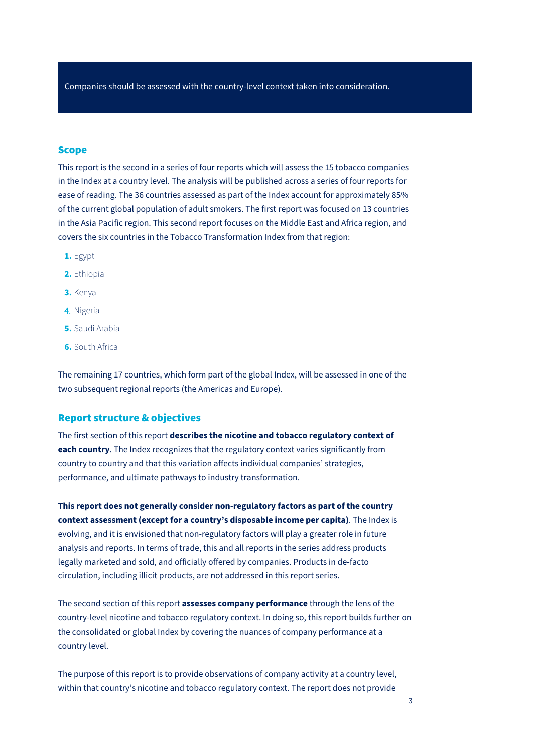Companies should be assessed with the country-level context taken into consideration.

## Scope

This report is the second in a series of four reports which will assess the 15 tobacco companies in the Index at a country level. The analysis will be published across a series of four reports for ease of reading. The 36 countries assessed as part of the Index account for approximately 85% of the current global population of adult smokers. The first report was focused on 13 countries in the Asia Pacific region. This second report focuses on the Middle East and Africa region, and covers the six countries in the Tobacco Transformation Index from that region:

1. Egypt
2. Ethiopia
3. Kenya
4. Nigeria
5. Saudi Arabia
6. South Africa

The remaining 17 countries, which form part of the global Index, will be assessed in one of the two subsequent regional reports (the Americas and Europe).

## Report structure & objectives

The first section of this report **describes the nicotine and tobacco regulatory context of each country**. The Index recognizes that the regulatory context varies significantly from country to country and that this variation affects individual companies' strategies, performance, and ultimate pathways to industry transformation.

**This report does not generally consider non-regulatory factors as part of the country context assessment (except for a country's disposable income per capita)**. The Index is evolving, and it is envisioned that non-regulatory factors will play a greater role in future analysis and reports. In terms of trade, this and all reports in the series address products legally marketed and sold, and officially offered by companies. Products in de-facto circulation, including illicit products, are not addressed in this report series.

The second section of this report **assesses company performance** through the lens of the country-level nicotine and tobacco regulatory context. In doing so, this report builds further on the consolidated or global Index by covering the nuances of company performance at a country level.

The purpose of this report is to provide observations of company activity at a country level, within that country's nicotine and tobacco regulatory context. The report does not provide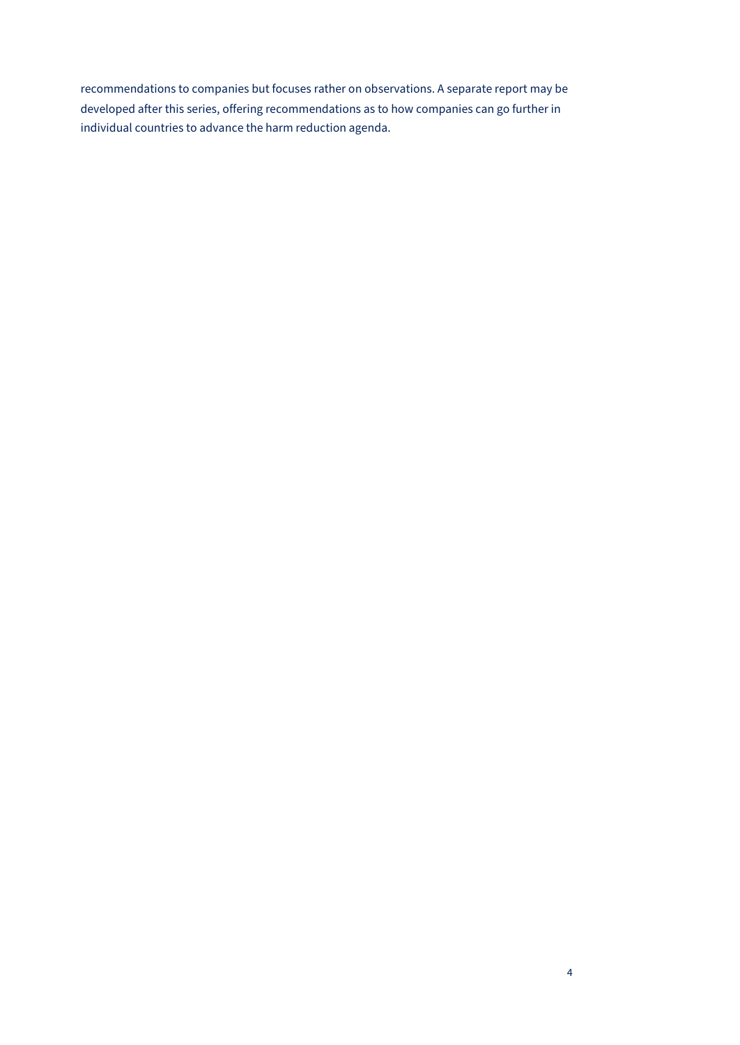recommendations to companies but focuses rather on observations. A separate report may be developed after this series, offering recommendations as to how companies can go further in individual countries to advance the harm reduction agenda.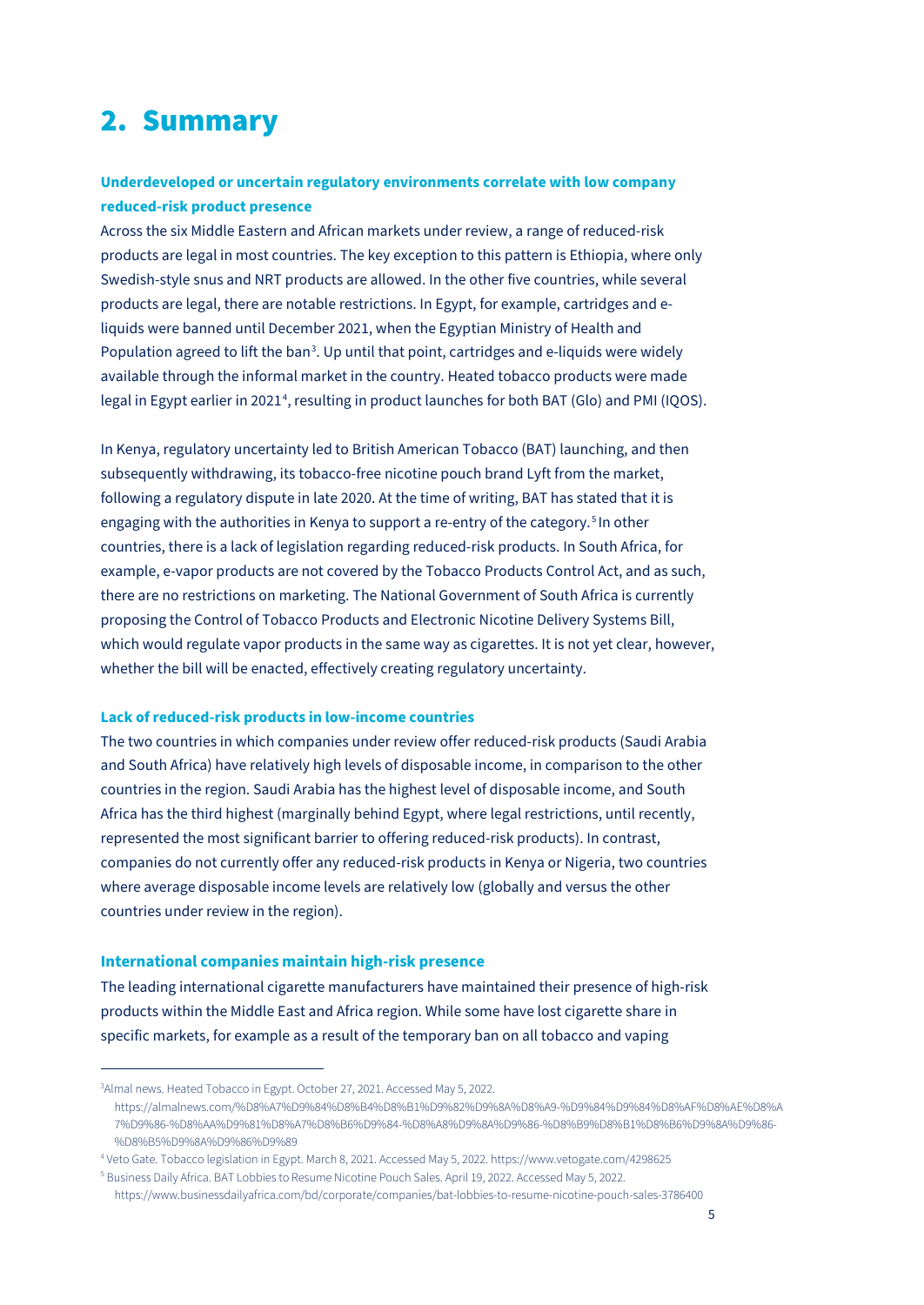## 2. Summary

### Underdeveloped or uncertain regulatory environments correlate with low company reduced-risk product presence

Across the six Middle Eastern and African markets under review, a range of reduced-risk products are legal in most countries. The key exception to this pattern is Ethiopia, where only Swedish-style snus and NRT products are allowed. In the other five countries, while several products are legal, there are notable restrictions. In Egypt, for example, cartridges and e-liquids were banned until December 2021, when the Egyptian Ministry of Health and Population agreed to lift the ban[3]. Up until that point, cartridges and e-liquids were widely available through the informal market in the country. Heated tobacco products were made legal in Egypt earlier in 2021[4], resulting in product launches for both BAT (Glo) and PMI (IQOS).

In Kenya, regulatory uncertainty led to British American Tobacco (BAT) launching, and then subsequently withdrawing, its tobacco-free nicotine pouch brand Lyft from the market, following a regulatory dispute in late 2020. At the time of writing, BAT has stated that it is engaging with the authorities in Kenya to support a re-entry of the category.[5] In other countries, there is a lack of legislation regarding reduced-risk products. In South Africa, for example, e-vapor products are not covered by the Tobacco Products Control Act, and as such, there are no restrictions on marketing. The National Government of South Africa is currently proposing the Control of Tobacco Products and Electronic Nicotine Delivery Systems Bill, which would regulate vapor products in the same way as cigarettes. It is not yet clear, however, whether the bill will be enacted, effectively creating regulatory uncertainty.

### Lack of reduced-risk products in low-income countries

The two countries in which companies under review offer reduced-risk products (Saudi Arabia and South Africa) have relatively high levels of disposable income, in comparison to the other countries in the region. Saudi Arabia has the highest level of disposable income, and South Africa has the third highest (marginally behind Egypt, where legal restrictions, until recently, represented the most significant barrier to offering reduced-risk products). In contrast, companies do not currently offer any reduced-risk products in Kenya or Nigeria, two countries where average disposable income levels are relatively low (globally and versus the other countries under review in the region).

### International companies maintain high-risk presence

The leading international cigarette manufacturers have maintained their presence of high-risk products within the Middle East and Africa region. While some have lost cigarette share in specific markets, for example as a result of the temporary ban on all tobacco and vaping

---

[3] Almal news. Heated Tobacco in Egypt. October 27, 2021. Accessed May 5, 2022. https://almalnews.com/%D8%A7%D9%84%D8%B4%D8%B1%D9%82%D9%8A%D8%A9-%D9%84%D9%84%D8%AF%D8%AE%D8%A7%D9%86-%D8%AA%D9%81%D8%A7%D8%B6%D9%84-%D8%A8%D9%8A%D9%86-%D8%B9%D8%B1%D8%B6%D9%8A%D9%86-%D8%B5%D9%8A%D9%86%D9%89

[4] Veto Gate. Tobacco legislation in Egypt. March 8, 2021. Accessed May 5, 2022. https://www.vetogate.com/4298625

[5] Business Daily Africa. BAT Lobbies to Resume Nicotine Pouch Sales. April 19, 2022. Accessed May 5, 2022. https://www.businessdailyafrica.com/bd/corporate/companies/bat-lobbies-to-resume-nicotine-pouch-sales-3786400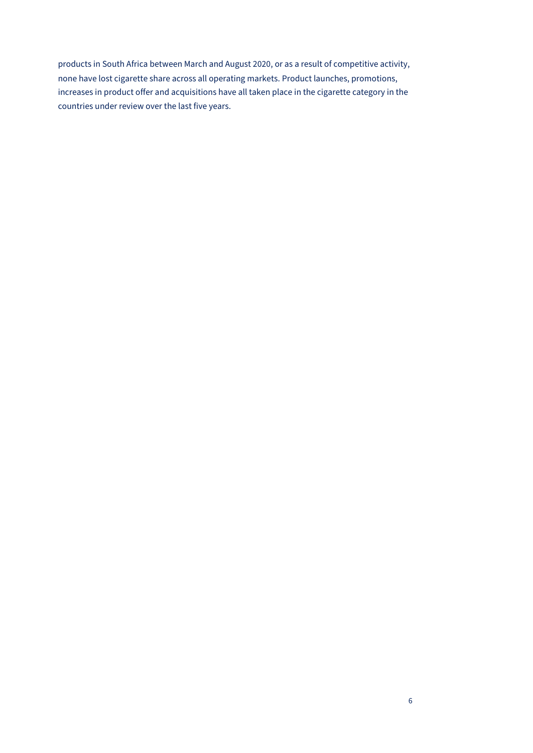products in South Africa between March and August 2020, or as a result of competitive activity, none have lost cigarette share across all operating markets. Product launches, promotions, increases in product offer and acquisitions have all taken place in the cigarette category in the countries under review over the last five years.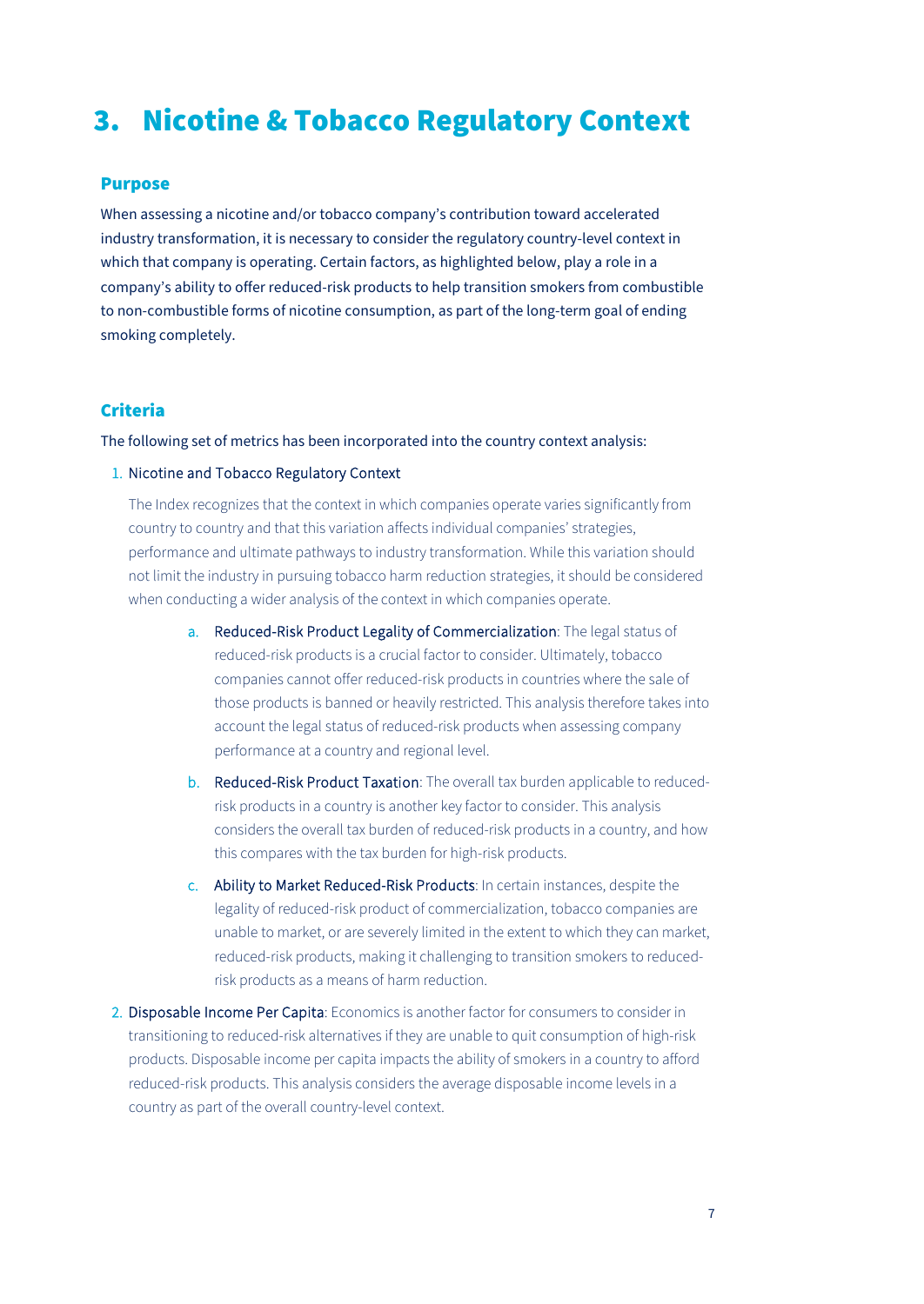# 3. Nicotine & Tobacco Regulatory Context

## Purpose

When assessing a nicotine and/or tobacco company's contribution toward accelerated industry transformation, it is necessary to consider the regulatory country-level context in which that company is operating. Certain factors, as highlighted below, play a role in a company's ability to offer reduced-risk products to help transition smokers from combustible to non-combustible forms of nicotine consumption, as part of the long-term goal of ending smoking completely.

## Criteria

The following set of metrics has been incorporated into the country context analysis:

1. Nicotine and Tobacco Regulatory Context

   The Index recognizes that the context in which companies operate varies significantly from country to country and that this variation affects individual companies' strategies, performance and ultimate pathways to industry transformation. While this variation should not limit the industry in pursuing tobacco harm reduction strategies, it should be considered when conducting a wider analysis of the context in which companies operate.

   a. Reduced-Risk Product Legality of Commercialization: The legal status of reduced-risk products is a crucial factor to consider. Ultimately, tobacco companies cannot offer reduced-risk products in countries where the sale of those products is banned or heavily restricted. This analysis therefore takes into account the legal status of reduced-risk products when assessing company performance at a country and regional level.

   b. Reduced-Risk Product Taxation: The overall tax burden applicable to reduced-risk products in a country is another key factor to consider. This analysis considers the overall tax burden of reduced-risk products in a country, and how this compares with the tax burden for high-risk products.

   c. Ability to Market Reduced-Risk Products: In certain instances, despite the legality of reduced-risk product of commercialization, tobacco companies are unable to market, or are severely limited in the extent to which they can market, reduced-risk products, making it challenging to transition smokers to reduced-risk products as a means of harm reduction.

2. Disposable Income Per Capita: Economics is another factor for consumers to consider in transitioning to reduced-risk alternatives if they are unable to quit consumption of high-risk products. Disposable income per capita impacts the ability of smokers in a country to afford reduced-risk products. This analysis considers the average disposable income levels in a country as part of the overall country-level context.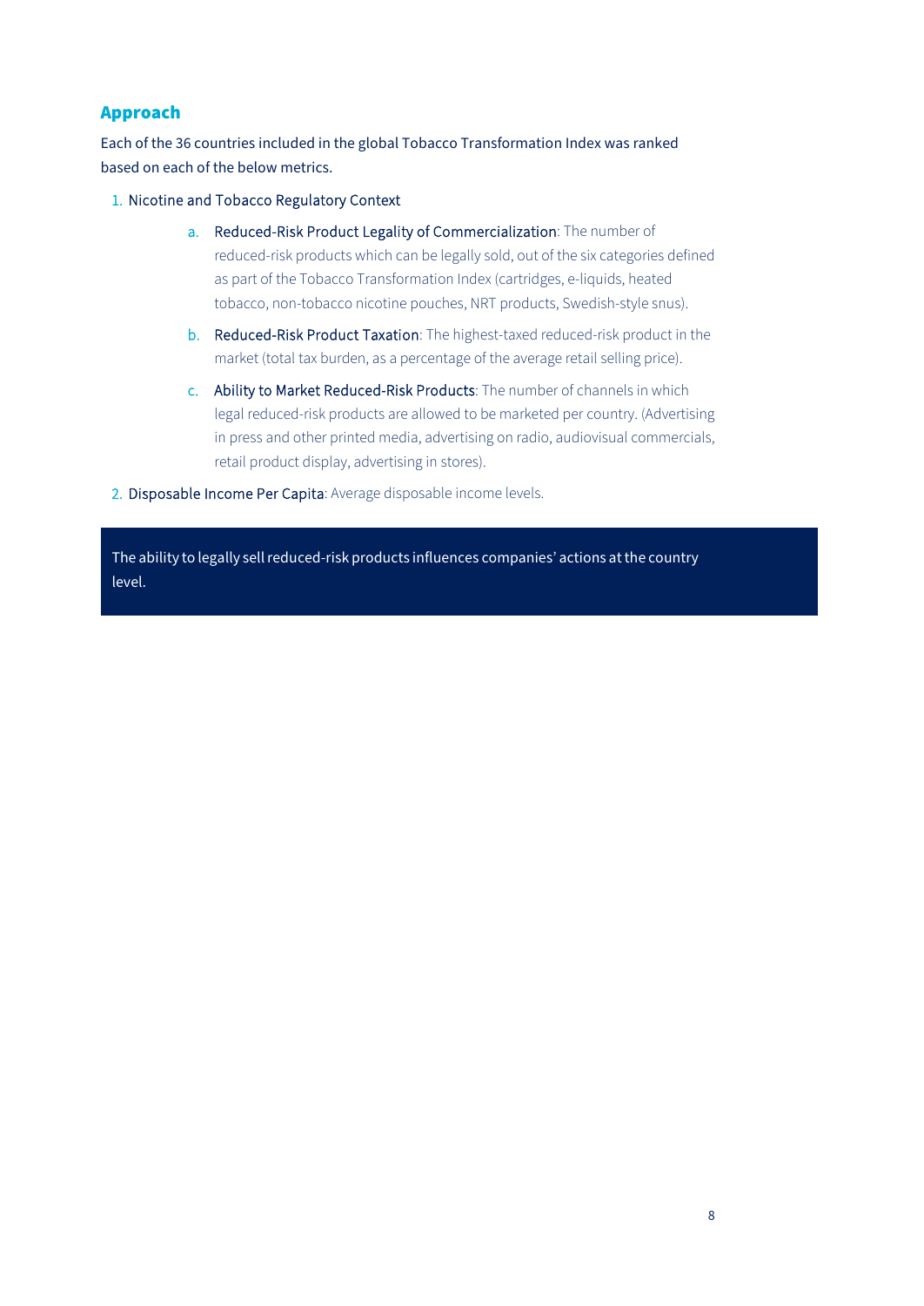## Approach

Each of the 36 countries included in the global Tobacco Transformation Index was ranked based on each of the below metrics.

1. Nicotine and Tobacco Regulatory Context
    a. Reduced-Risk Product Legality of Commercialization: The number of reduced-risk products which can be legally sold, out of the six categories defined as part of the Tobacco Transformation Index (cartridges, e-liquids, heated tobacco, non-tobacco nicotine pouches, NRT products, Swedish-style snus).
    b. Reduced-Risk Product Taxation: The highest-taxed reduced-risk product in the market (total tax burden, as a percentage of the average retail selling price).
    c. Ability to Market Reduced-Risk Products: The number of channels in which legal reduced-risk products are allowed to be marketed per country. (Advertising in press and other printed media, advertising on radio, audiovisual commercials, retail product display, advertising in stores).
2. Disposable Income Per Capita: Average disposable income levels.

> The ability to legally sell reduced-risk products influences companies' actions at the country level.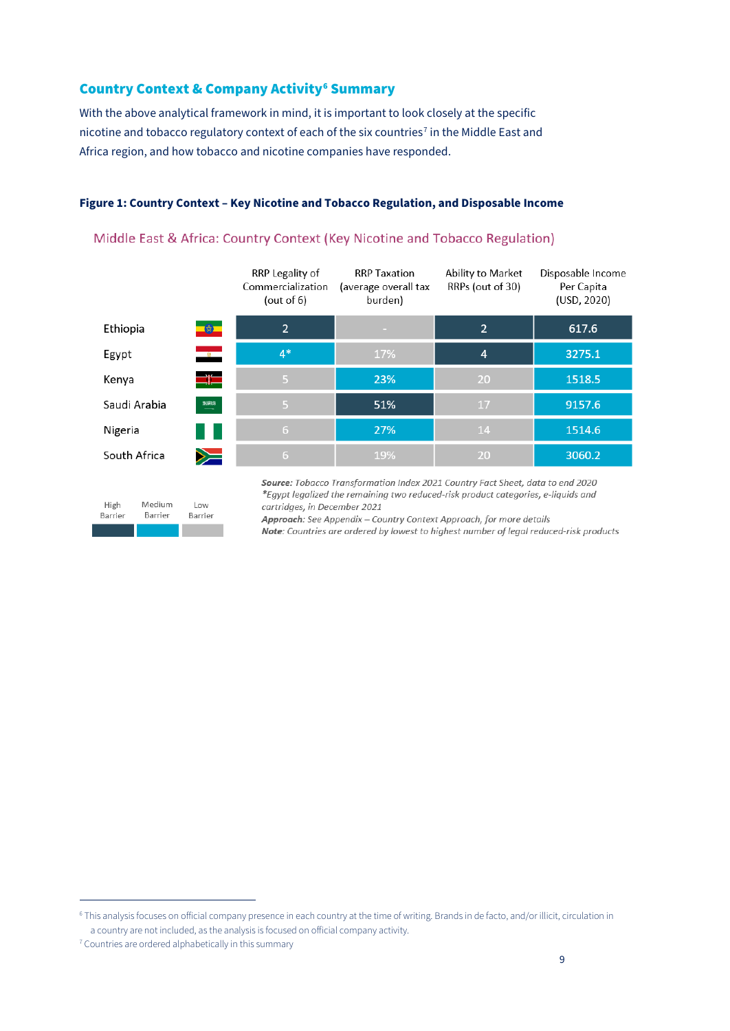## Country Context & Company Activity[6] Summary

With the above analytical framework in mind, it is important to look closely at the specific nicotine and tobacco regulatory context of each of the six countries[7] in the Middle East and Africa region, and how tobacco and nicotine companies have responded.

**Figure 1: Country Context – Key Nicotine and Tobacco Regulation, and Disposable Income**

Middle East & Africa: Country Context (Key Nicotine and Tobacco Regulation)

| | RRP Legality of Commercialization (out of 6) | RRP Taxation (average overall tax burden) | Ability to Market RRPs (out of 30) | Disposable Income Per Capita (USD, 2020) |
|---|---|---|---|---|
| Ethiopia | 2 | - | 2 | 617.6 |
| Egypt | 4* | 17% | 4 | 3275.1 |
| Kenya | 5 | 23% | 20 | 1518.5 |
| Saudi Arabia | 5 | 51% | 17 | 9157.6 |
| Nigeria | 6 | 27% | 14 | 1514.6 |
| South Africa | 6 | 19% | 20 | 3060.2 |

Legend: High Barrier | Medium Barrier | Low Barrier

***Source:*** *Tobacco Transformation Index 2021 Country Fact Sheet, data to end 2020*
*\*Egypt legalized the remaining two reduced-risk product categories, e-liquids and cartridges, in December 2021*
***Approach:*** *See Appendix – Country Context Approach, for more details*
***Note:*** *Countries are ordered by lowest to highest number of legal reduced-risk products*

---

[6] This analysis focuses on official company presence in each country at the time of writing. Brands in de facto, and/or illicit, circulation in a country are not included, as the analysis is focused on official company activity.

[7] Countries are ordered alphabetically in this summary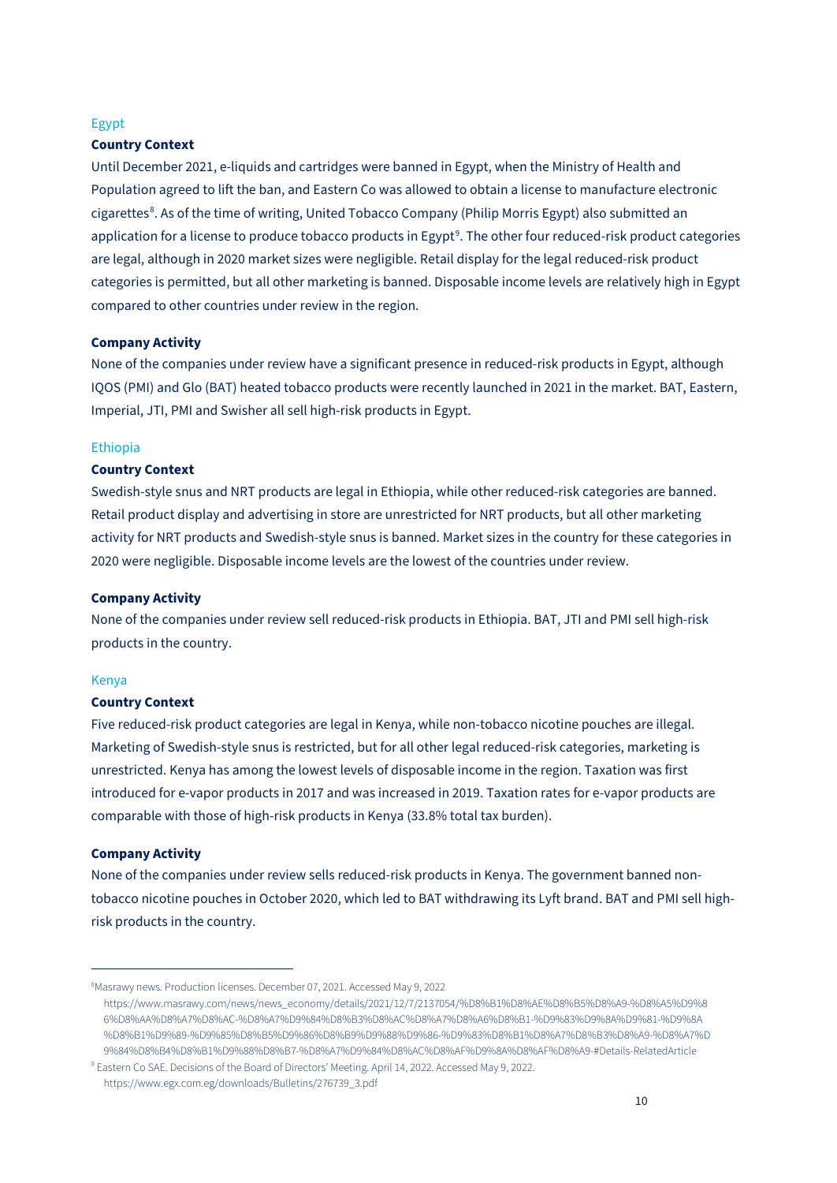### Egypt

**Country Context**

Until December 2021, e-liquids and cartridges were banned in Egypt, when the Ministry of Health and Population agreed to lift the ban, and Eastern Co was allowed to obtain a license to manufacture electronic cigarettes[8]. As of the time of writing, United Tobacco Company (Philip Morris Egypt) also submitted an application for a license to produce tobacco products in Egypt[9]. The other four reduced-risk product categories are legal, although in 2020 market sizes were negligible. Retail display for the legal reduced-risk product categories is permitted, but all other marketing is banned. Disposable income levels are relatively high in Egypt compared to other countries under review in the region.

**Company Activity**

None of the companies under review have a significant presence in reduced-risk products in Egypt, although IQOS (PMI) and Glo (BAT) heated tobacco products were recently launched in 2021 in the market. BAT, Eastern, Imperial, JTI, PMI and Swisher all sell high-risk products in Egypt.

### Ethiopia

**Country Context**

Swedish-style snus and NRT products are legal in Ethiopia, while other reduced-risk categories are banned. Retail product display and advertising in store are unrestricted for NRT products, but all other marketing activity for NRT products and Swedish-style snus is banned. Market sizes in the country for these categories in 2020 were negligible. Disposable income levels are the lowest of the countries under review.

**Company Activity**

None of the companies under review sell reduced-risk products in Ethiopia. BAT, JTI and PMI sell high-risk products in the country.

### Kenya

**Country Context**

Five reduced-risk product categories are legal in Kenya, while non-tobacco nicotine pouches are illegal. Marketing of Swedish-style snus is restricted, but for all other legal reduced-risk categories, marketing is unrestricted. Kenya has among the lowest levels of disposable income in the region. Taxation was first introduced for e-vapor products in 2017 and was increased in 2019. Taxation rates for e-vapor products are comparable with those of high-risk products in Kenya (33.8% total tax burden).

**Company Activity**

None of the companies under review sells reduced-risk products in Kenya. The government banned non-tobacco nicotine pouches in October 2020, which led to BAT withdrawing its Lyft brand. BAT and PMI sell high-risk products in the country.

---

[8] Masrawy news. Production licenses. December 07, 2021. Accessed May 9, 2022 https://www.masrawy.com/news/news_economy/details/2021/12/7/2137054/%D8%B1%D8%AE%D8%B5%D8%A9-%D8%A5%D9%86%D8%AA%D8%A7%D8%AC-%D8%A7%D9%84%D8%B3%D8%AC%D8%A7%D8%A6%D8%B1-%D9%83%D9%8A%D9%81-%D9%8A%D8%B1%D9%89-%D9%85%D8%B5%D9%86%D8%B9%D9%88%D9%86-%D9%83%D8%B1%D8%A7%D8%B3%D8%A9-%D8%A7%D9%84%D8%B4%D8%B1%D9%88%D8%B7-%D8%A7%D9%84%D8%AC%D8%AF%D9%8A%D8%AF%D8%A9-#Details-RelatedArticle

[9] Eastern Co SAE. Decisions of the Board of Directors' Meeting. April 14, 2022. Accessed May 9, 2022. https://www.egx.com.eg/downloads/Bulletins/276739_3.pdf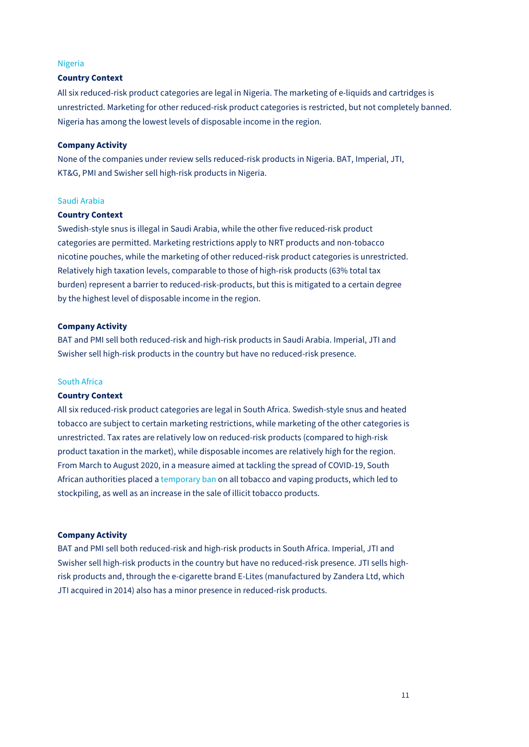## Nigeria

### Country Context

All six reduced-risk product categories are legal in Nigeria. The marketing of e-liquids and cartridges is unrestricted. Marketing for other reduced-risk product categories is restricted, but not completely banned. Nigeria has among the lowest levels of disposable income in the region.

### Company Activity

None of the companies under review sells reduced-risk products in Nigeria. BAT, Imperial, JTI, KT&G, PMI and Swisher sell high-risk products in Nigeria.

## Saudi Arabia

### Country Context

Swedish-style snus is illegal in Saudi Arabia, while the other five reduced-risk product categories are permitted. Marketing restrictions apply to NRT products and non-tobacco nicotine pouches, while the marketing of other reduced-risk product categories is unrestricted. Relatively high taxation levels, comparable to those of high-risk products (63% total tax burden) represent a barrier to reduced-risk-products, but this is mitigated to a certain degree by the highest level of disposable income in the region.

### Company Activity

BAT and PMI sell both reduced-risk and high-risk products in Saudi Arabia. Imperial, JTI and Swisher sell high-risk products in the country but have no reduced-risk presence.

## South Africa

### Country Context

All six reduced-risk product categories are legal in South Africa. Swedish-style snus and heated tobacco are subject to certain marketing restrictions, while marketing of the other categories is unrestricted. Tax rates are relatively low on reduced-risk products (compared to high-risk product taxation in the market), while disposable incomes are relatively high for the region. From March to August 2020, in a measure aimed at tackling the spread of COVID-19, South African authorities placed a temporary ban on all tobacco and vaping products, which led to stockpiling, as well as an increase in the sale of illicit tobacco products.

### Company Activity

BAT and PMI sell both reduced-risk and high-risk products in South Africa. Imperial, JTI and Swisher sell high-risk products in the country but have no reduced-risk presence. JTI sells high-risk products and, through the e-cigarette brand E-Lites (manufactured by Zandera Ltd, which JTI acquired in 2014) also has a minor presence in reduced-risk products.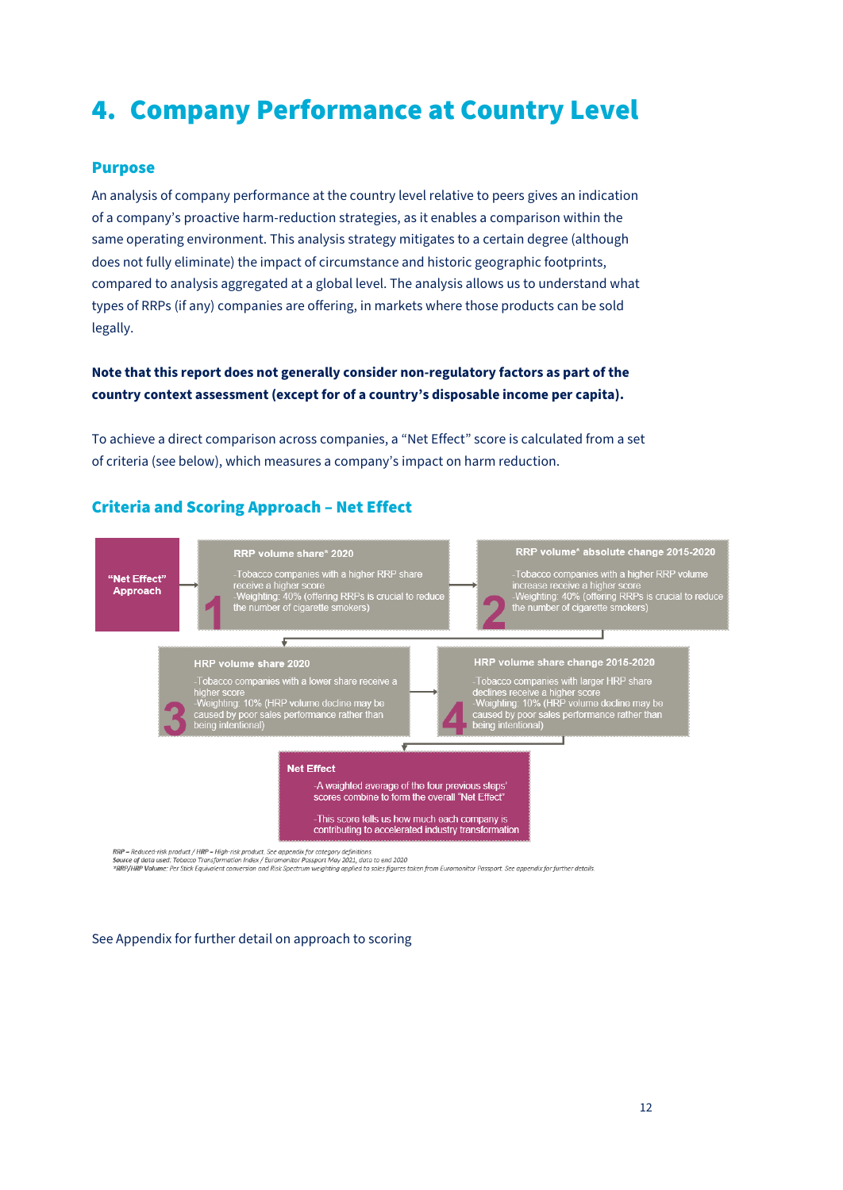# 4. Company Performance at Country Level

## Purpose

An analysis of company performance at the country level relative to peers gives an indication of a company's proactive harm-reduction strategies, as it enables a comparison within the same operating environment. This analysis strategy mitigates to a certain degree (although does not fully eliminate) the impact of circumstance and historic geographic footprints, compared to analysis aggregated at a global level. The analysis allows us to understand what types of RRPs (if any) companies are offering, in markets where those products can be sold legally.

**Note that this report does not generally consider non-regulatory factors as part of the country context assessment (except for of a country's disposable income per capita).**

To achieve a direct comparison across companies, a "Net Effect" score is calculated from a set of criteria (see below), which measures a company's impact on harm reduction.

## Criteria and Scoring Approach – Net Effect

**"Net Effect" Approach**

**1 – RRP volume share* 2020**
- Tobacco companies with a higher RRP share receive a higher score
- Weighting: 40% (offering RRPs is crucial to reduce the number of cigarette smokers)

**2 – RRP volume* absolute change 2015-2020**
- Tobacco companies with a higher RRP volume increase receive a higher score
- Weighting: 40% (offering RRPs is crucial to reduce the number of cigarette smokers)

**3 – HRP volume share 2020**
- Tobacco companies with a lower share receive a higher score
- Weighting: 10% (HRP volume decline may be caused by poor sales performance rather than being intentional)

**4 – HRP volume share change 2015-2020**
- Tobacco companies with larger HRP share declines receive a higher score
- Weighting: 10% (HRP volume decline may be caused by poor sales performance rather than being intentional)

**Net Effect**
- A weighted average of the four previous steps' scores combine to form the overall "Net Effect"
- This score tells us how much each company is contributing to accelerated industry transformation

*RRP – Reduced-risk product / HRP – High-risk product. See appendix for category definitions*
*Source of data used: Tobacco Transformation Index / Euromonitor Passport May 2021, data to end 2020*
*\*RRP/HRP Volume: Per Stick Equivalent conversion and Risk Spectrum weighting applied to sales figures taken from Euromonitor Passport. See appendix for further details*

See Appendix for further detail on approach to scoring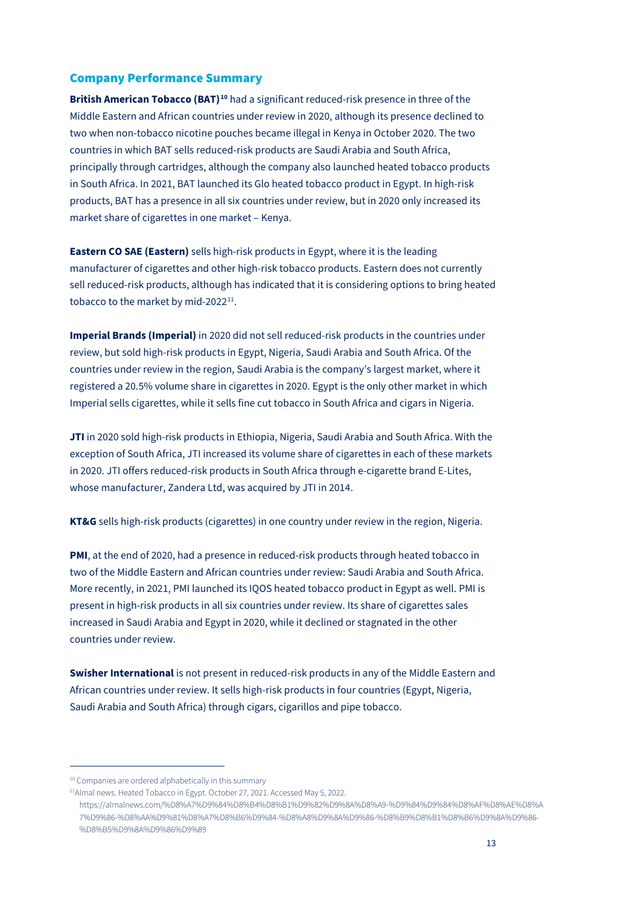## Company Performance Summary

**British American Tobacco (BAT)**[10] had a significant reduced-risk presence in three of the Middle Eastern and African countries under review in 2020, although its presence declined to two when non-tobacco nicotine pouches became illegal in Kenya in October 2020. The two countries in which BAT sells reduced-risk products are Saudi Arabia and South Africa, principally through cartridges, although the company also launched heated tobacco products in South Africa. In 2021, BAT launched its Glo heated tobacco product in Egypt. In high-risk products, BAT has a presence in all six countries under review, but in 2020 only increased its market share of cigarettes in one market – Kenya.

**Eastern CO SAE (Eastern)** sells high-risk products in Egypt, where it is the leading manufacturer of cigarettes and other high-risk tobacco products. Eastern does not currently sell reduced-risk products, although has indicated that it is considering options to bring heated tobacco to the market by mid-2022[11].

**Imperial Brands (Imperial)** in 2020 did not sell reduced-risk products in the countries under review, but sold high-risk products in Egypt, Nigeria, Saudi Arabia and South Africa. Of the countries under review in the region, Saudi Arabia is the company's largest market, where it registered a 20.5% volume share in cigarettes in 2020. Egypt is the only other market in which Imperial sells cigarettes, while it sells fine cut tobacco in South Africa and cigars in Nigeria.

**JTI** in 2020 sold high-risk products in Ethiopia, Nigeria, Saudi Arabia and South Africa. With the exception of South Africa, JTI increased its volume share of cigarettes in each of these markets in 2020. JTI offers reduced-risk products in South Africa through e-cigarette brand E-Lites, whose manufacturer, Zandera Ltd, was acquired by JTI in 2014.

**KT&G** sells high-risk products (cigarettes) in one country under review in the region, Nigeria.

**PMI**, at the end of 2020, had a presence in reduced-risk products through heated tobacco in two of the Middle Eastern and African countries under review: Saudi Arabia and South Africa. More recently, in 2021, PMI launched its IQOS heated tobacco product in Egypt as well. PMI is present in high-risk products in all six countries under review. Its share of cigarettes sales increased in Saudi Arabia and Egypt in 2020, while it declined or stagnated in the other countries under review.

**Swisher International** is not present in reduced-risk products in any of the Middle Eastern and African countries under review. It sells high-risk products in four countries (Egypt, Nigeria, Saudi Arabia and South Africa) through cigars, cigarillos and pipe tobacco.

---

[10] Companies are ordered alphabetically in this summary

[11] Almal news. Heated Tobacco in Egypt. October 27, 2021. Accessed May 5, 2022. https://almalnews.com/%D8%A7%D9%84%D8%B4%D8%B1%D9%82%D9%8A%D8%A9-%D9%84%D9%84%D8%AF%D8%AE%D8%A7%D9%86-%D8%AA%D9%81%D8%A7%D8%B6%D9%84-%D8%A8%D9%8A%D9%86-%D8%B9%D8%B1%D8%B6%D9%8A%D9%86-%D8%B5%D9%8A%D9%86%D9%89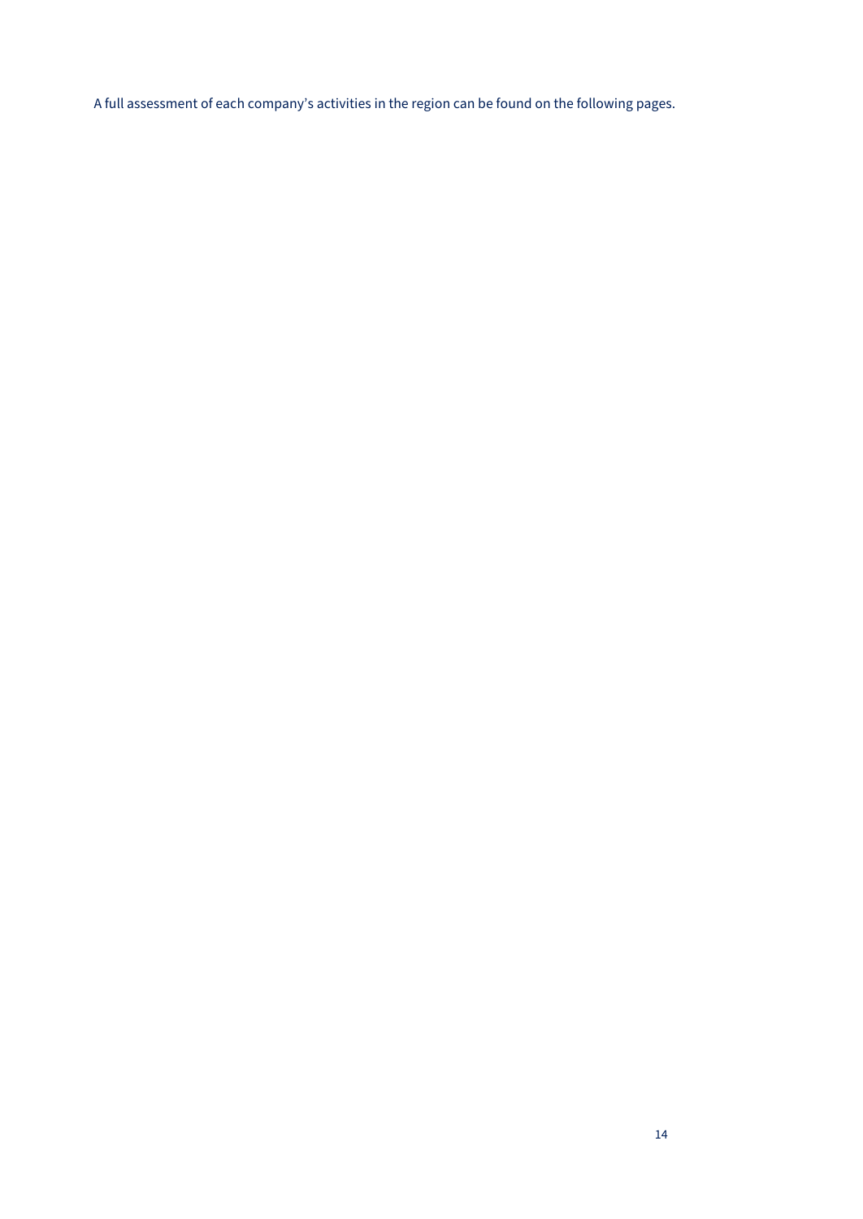A full assessment of each company's activities in the region can be found on the following pages.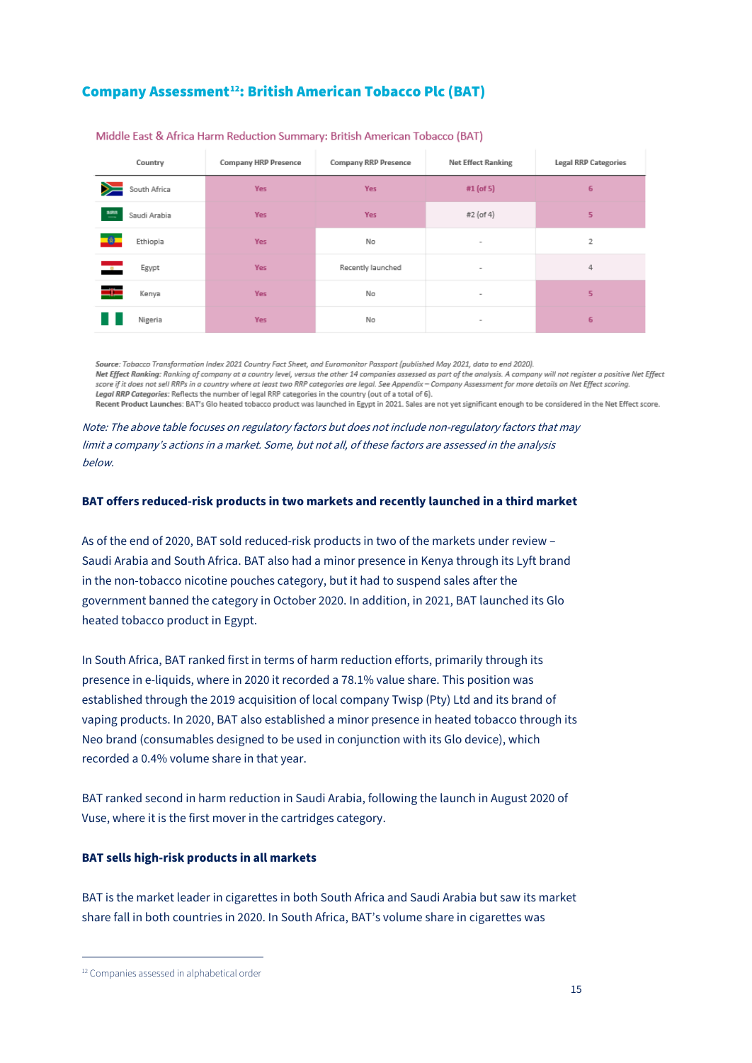## Company Assessment[12]: British American Tobacco Plc (BAT)

Middle East & Africa Harm Reduction Summary: British American Tobacco (BAT)

| Country | Company HRP Presence | Company RRP Presence | Net Effect Ranking | Legal RRP Categories |
|---|---|---|---|---|
| South Africa | Yes | Yes | #1 (of 5) | 6 |
| Saudi Arabia | Yes | Yes | #2 (of 4) | 5 |
| Ethiopia | Yes | No | - | 2 |
| Egypt | Yes | Recently launched | - | 4 |
| Kenya | Yes | No | - | 5 |
| Nigeria | Yes | No | - | 6 |

*Source: Tobacco Transformation Index 2021 Country Fact Sheet, and Euromonitor Passport (published May 2021, data to end 2020).*
***Net Effect Ranking:** Ranking of company at a country level, versus the other 14 companies assessed as part of the analysis. A company will not register a positive Net Effect score if it does not sell RRPs in a country where at least two RRP categories are legal. See Appendix – Company Assessment for more details on Net Effect scoring.*
***Legal RRP Categories:** Reflects the number of legal RRP categories in the country (out of a total of 6).*
**Recent Product Launches:** BAT's Glo heated tobacco product was launched in Egypt in 2021. Sales are not yet significant enough to be considered in the Net Effect score.

*Note: The above table focuses on regulatory factors but does not include non-regulatory factors that may limit a company's actions in a market. Some, but not all, of these factors are assessed in the analysis below.*

### BAT offers reduced-risk products in two markets and recently launched in a third market

As of the end of 2020, BAT sold reduced-risk products in two of the markets under review – Saudi Arabia and South Africa. BAT also had a minor presence in Kenya through its Lyft brand in the non-tobacco nicotine pouches category, but it had to suspend sales after the government banned the category in October 2020. In addition, in 2021, BAT launched its Glo heated tobacco product in Egypt.

In South Africa, BAT ranked first in terms of harm reduction efforts, primarily through its presence in e-liquids, where in 2020 it recorded a 78.1% value share. This position was established through the 2019 acquisition of local company Twisp (Pty) Ltd and its brand of vaping products. In 2020, BAT also established a minor presence in heated tobacco through its Neo brand (consumables designed to be used in conjunction with its Glo device), which recorded a 0.4% volume share in that year.

BAT ranked second in harm reduction in Saudi Arabia, following the launch in August 2020 of Vuse, where it is the first mover in the cartridges category.

### BAT sells high-risk products in all markets

BAT is the market leader in cigarettes in both South Africa and Saudi Arabia but saw its market share fall in both countries in 2020. In South Africa, BAT's volume share in cigarettes was

[12] Companies assessed in alphabetical order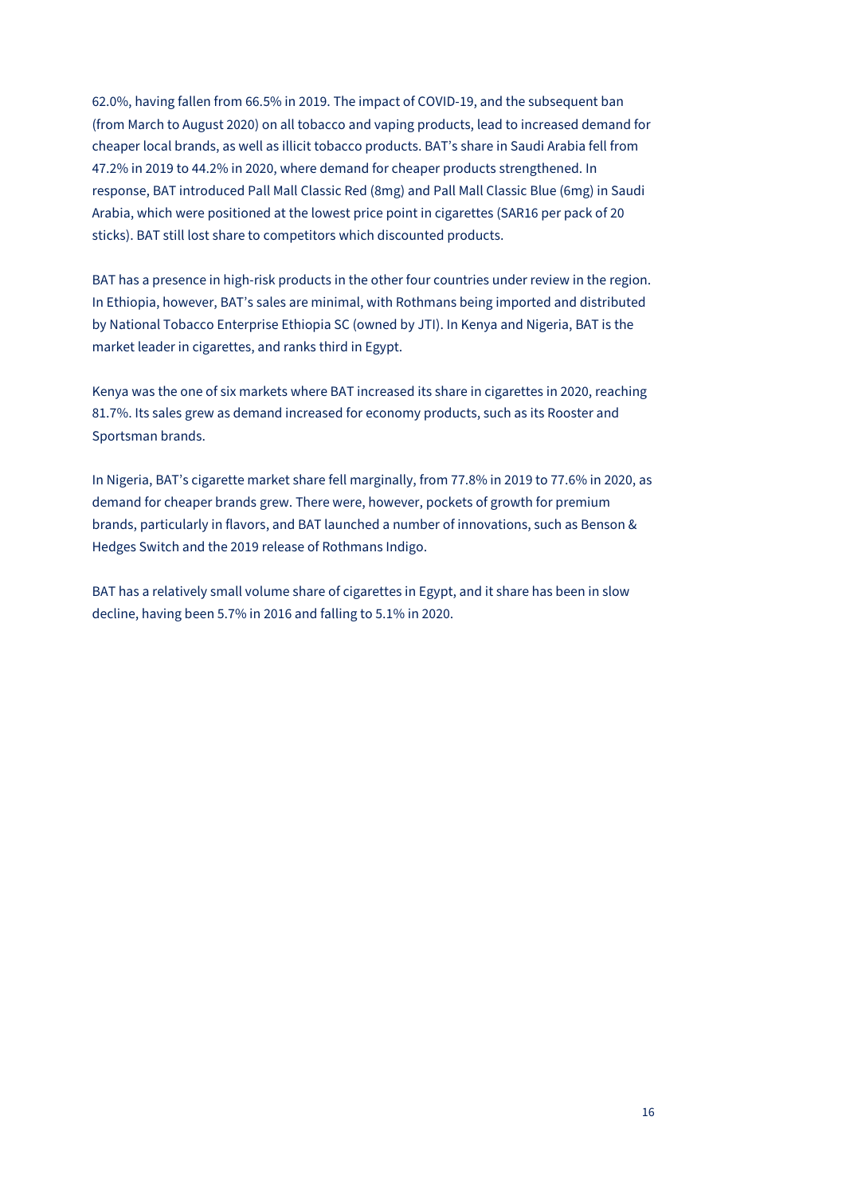62.0%, having fallen from 66.5% in 2019. The impact of COVID-19, and the subsequent ban (from March to August 2020) on all tobacco and vaping products, lead to increased demand for cheaper local brands, as well as illicit tobacco products. BAT's share in Saudi Arabia fell from 47.2% in 2019 to 44.2% in 2020, where demand for cheaper products strengthened. In response, BAT introduced Pall Mall Classic Red (8mg) and Pall Mall Classic Blue (6mg) in Saudi Arabia, which were positioned at the lowest price point in cigarettes (SAR16 per pack of 20 sticks). BAT still lost share to competitors which discounted products.

BAT has a presence in high-risk products in the other four countries under review in the region. In Ethiopia, however, BAT's sales are minimal, with Rothmans being imported and distributed by National Tobacco Enterprise Ethiopia SC (owned by JTI). In Kenya and Nigeria, BAT is the market leader in cigarettes, and ranks third in Egypt.

Kenya was the one of six markets where BAT increased its share in cigarettes in 2020, reaching 81.7%. Its sales grew as demand increased for economy products, such as its Rooster and Sportsman brands.

In Nigeria, BAT's cigarette market share fell marginally, from 77.8% in 2019 to 77.6% in 2020, as demand for cheaper brands grew. There were, however, pockets of growth for premium brands, particularly in flavors, and BAT launched a number of innovations, such as Benson & Hedges Switch and the 2019 release of Rothmans Indigo.

BAT has a relatively small volume share of cigarettes in Egypt, and it share has been in slow decline, having been 5.7% in 2016 and falling to 5.1% in 2020.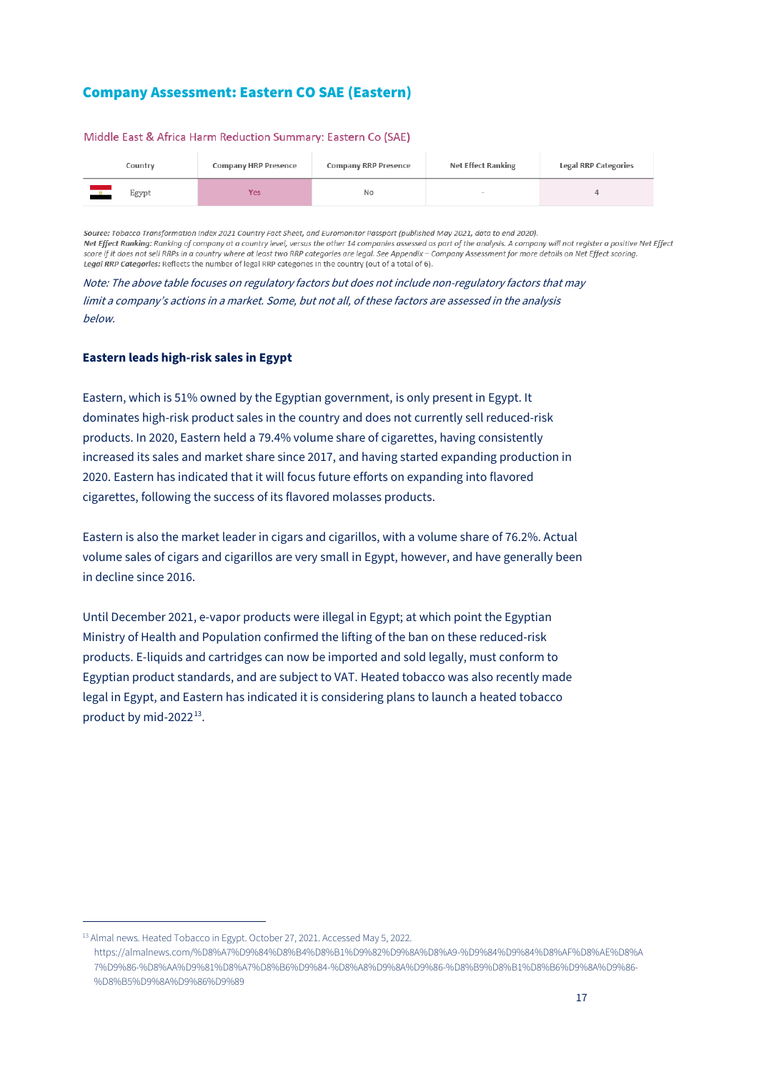## Company Assessment: Eastern CO SAE (Eastern)

Middle East & Africa Harm Reduction Summary: Eastern Co (SAE)

| Country | Company HRP Presence | Company RRP Presence | Net Effect Ranking | Legal RRP Categories |
|---|---|---|---|---|
| Egypt | Yes | No | - | 4 |

*Source: Tobacco Transformation Index 2021 Country Fact Sheet, and Euromonitor Passport (published May 2021, data to end 2020).*
***Net Effect Ranking:*** *Ranking of company at a country level, versus the other 14 companies assessed as part of the analysis. A company will not register a positive Net Effect score if it does not sell RRPs in a country where at least two RRP categories are legal. See Appendix – Company Assessment for more details on Net Effect scoring.*
***Legal RRP Categories:*** Reflects the number of legal RRP categories in the country (out of a total of 6).

*Note: The above table focuses on regulatory factors but does not include non-regulatory factors that may limit a company's actions in a market. Some, but not all, of these factors are assessed in the analysis below.*

### Eastern leads high-risk sales in Egypt

Eastern, which is 51% owned by the Egyptian government, is only present in Egypt. It dominates high-risk product sales in the country and does not currently sell reduced-risk products. In 2020, Eastern held a 79.4% volume share of cigarettes, having consistently increased its sales and market share since 2017, and having started expanding production in 2020. Eastern has indicated that it will focus future efforts on expanding into flavored cigarettes, following the success of its flavored molasses products.

Eastern is also the market leader in cigars and cigarillos, with a volume share of 76.2%. Actual volume sales of cigars and cigarillos are very small in Egypt, however, and have generally been in decline since 2016.

Until December 2021, e-vapor products were illegal in Egypt; at which point the Egyptian Ministry of Health and Population confirmed the lifting of the ban on these reduced-risk products. E-liquids and cartridges can now be imported and sold legally, must conform to Egyptian product standards, and are subject to VAT. Heated tobacco was also recently made legal in Egypt, and Eastern has indicated it is considering plans to launch a heated tobacco product by mid-2022[13].

[13] Almal news. Heated Tobacco in Egypt. October 27, 2021. Accessed May 5, 2022. https://almalnews.com/%D8%A7%D9%84%D8%B4%D8%B1%D9%82%D9%8A%D8%A9-%D9%84%D9%84%D8%AF%D8%AE%D8%A7%D9%86-%D8%AA%D9%81%D8%A7%D8%B6%D9%84-%D8%A8%D9%8A%D9%86-%D8%B9%D8%B1%D8%B6%D9%8A%D9%86-%D8%B5%D9%8A%D9%86%D9%89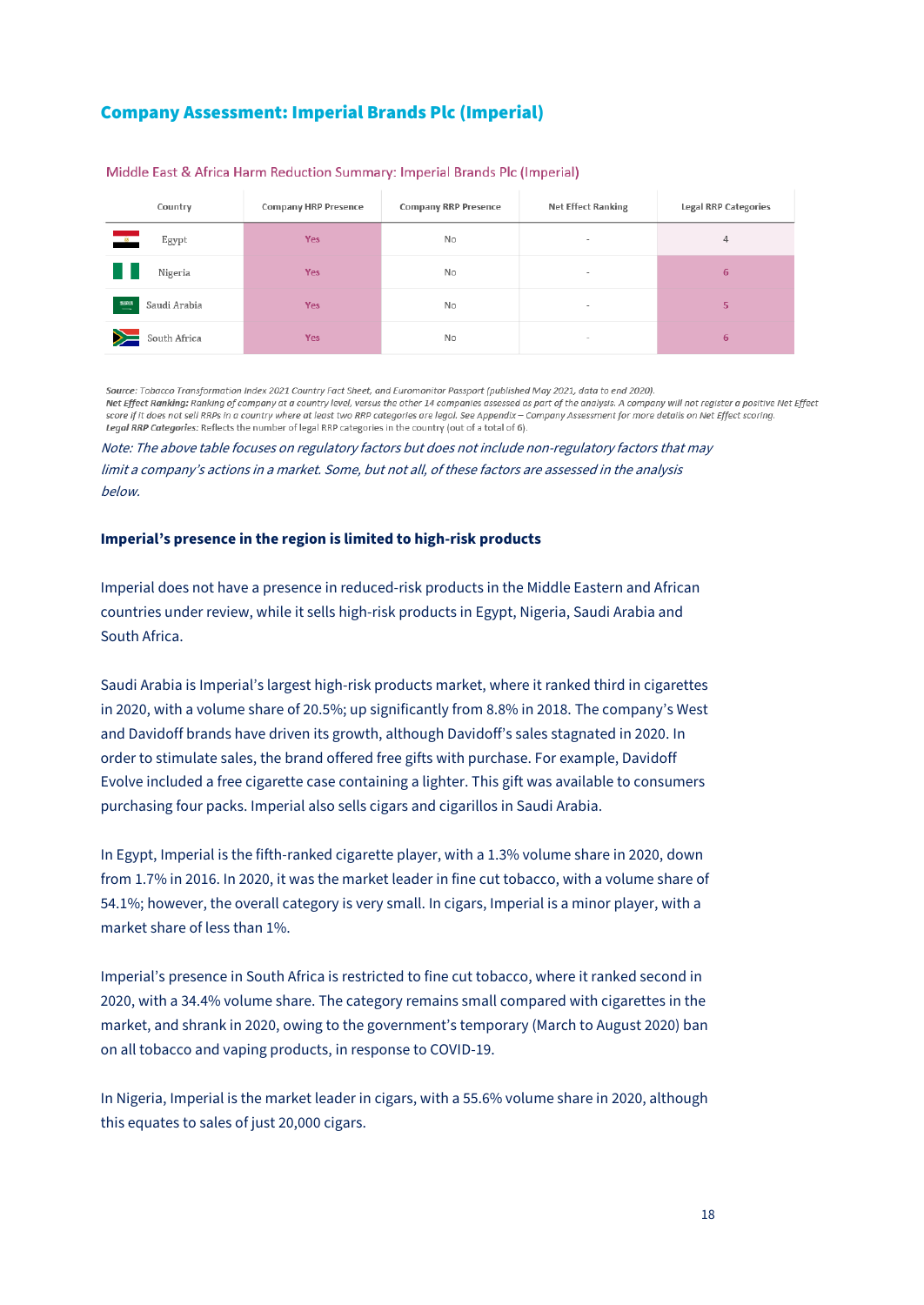## Company Assessment: Imperial Brands Plc (Imperial)

Middle East & Africa Harm Reduction Summary: Imperial Brands Plc (Imperial)

| Country | Company HRP Presence | Company RRP Presence | Net Effect Ranking | Legal RRP Categories |
|---|---|---|---|---|
| Egypt | Yes | No | - | 4 |
| Nigeria | Yes | No | - | 6 |
| Saudi Arabia | Yes | No | - | 5 |
| South Africa | Yes | No | - | 6 |

*Source: Tobacco Transformation Index 2021 Country Fact Sheet, and Euromonitor Passport (published May 2021, data to end 2020).*
***Net Effect Ranking:*** *Ranking of company at a country level, versus the other 14 companies assessed as part of the analysis. A company will not register a positive Net Effect score if it does not sell RRPs in a country where at least two RRP categories are legal. See Appendix – Company Assessment for more details on Net Effect scoring.*
***Legal RRP Categories:*** Reflects the number of legal RRP categories in the country (out of a total of 6).

*Note: The above table focuses on regulatory factors but does not include non-regulatory factors that may limit a company's actions in a market. Some, but not all, of these factors are assessed in the analysis below.*

**Imperial's presence in the region is limited to high-risk products**

Imperial does not have a presence in reduced-risk products in the Middle Eastern and African countries under review, while it sells high-risk products in Egypt, Nigeria, Saudi Arabia and South Africa.

Saudi Arabia is Imperial's largest high-risk products market, where it ranked third in cigarettes in 2020, with a volume share of 20.5%; up significantly from 8.8% in 2018. The company's West and Davidoff brands have driven its growth, although Davidoff's sales stagnated in 2020. In order to stimulate sales, the brand offered free gifts with purchase. For example, Davidoff Evolve included a free cigarette case containing a lighter. This gift was available to consumers purchasing four packs. Imperial also sells cigars and cigarillos in Saudi Arabia.

In Egypt, Imperial is the fifth-ranked cigarette player, with a 1.3% volume share in 2020, down from 1.7% in 2016. In 2020, it was the market leader in fine cut tobacco, with a volume share of 54.1%; however, the overall category is very small. In cigars, Imperial is a minor player, with a market share of less than 1%.

Imperial's presence in South Africa is restricted to fine cut tobacco, where it ranked second in 2020, with a 34.4% volume share. The category remains small compared with cigarettes in the market, and shrank in 2020, owing to the government's temporary (March to August 2020) ban on all tobacco and vaping products, in response to COVID-19.

In Nigeria, Imperial is the market leader in cigars, with a 55.6% volume share in 2020, although this equates to sales of just 20,000 cigars.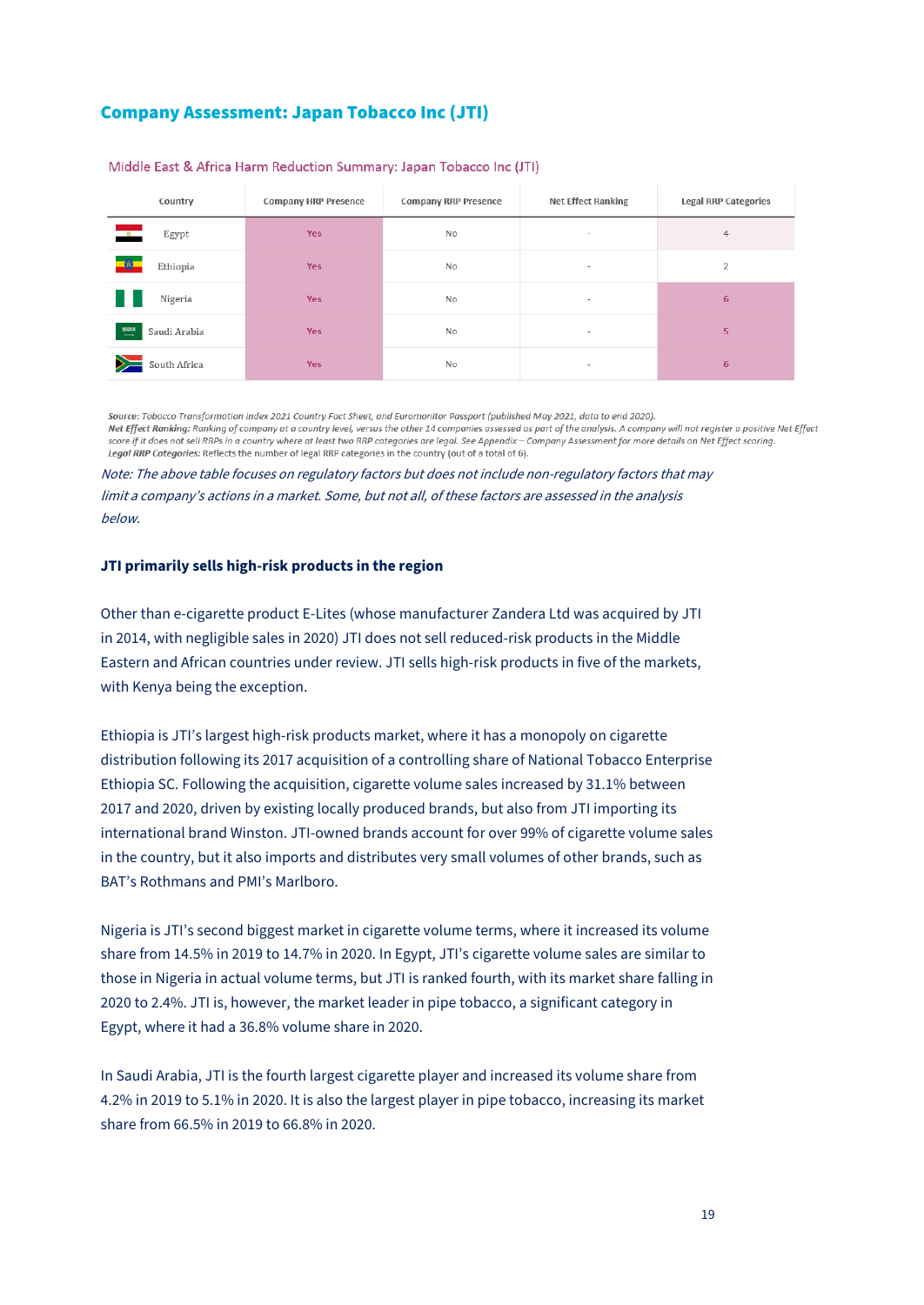## Company Assessment: Japan Tobacco Inc (JTI)

Middle East & Africa Harm Reduction Summary: Japan Tobacco Inc (JTI)

| Country | Company HRP Presence | Company RRP Presence | Net Effect Ranking | Legal RRP Categories |
|---|---|---|---|---|
| Egypt | Yes | No | - | 4 |
| Ethiopia | Yes | No | - | 2 |
| Nigeria | Yes | No | - | 6 |
| Saudi Arabia | Yes | No | - | 5 |
| South Africa | Yes | No | - | 6 |

*Source: Tobacco Transformation Index 2021 Country Fact Sheet, and Euromonitor Passport (published May 2021, data to end 2020).*
***Net Effect Ranking:*** *Ranking of company at a country level, versus the other 14 companies assessed as part of the analysis. A company will not register a positive Net Effect score if it does not sell RRPs in a country where at least two RRP categories are legal. See Appendix – Company Assessment for more details on Net Effect scoring.*
***Legal RRP Categories:*** Reflects the number of legal RRP categories in the country (out of a total of 6).

*Note: The above table focuses on regulatory factors but does not include non-regulatory factors that may limit a company's actions in a market. Some, but not all, of these factors are assessed in the analysis below.*

### JTI primarily sells high-risk products in the region

Other than e-cigarette product E-Lites (whose manufacturer Zandera Ltd was acquired by JTI in 2014, with negligible sales in 2020) JTI does not sell reduced-risk products in the Middle Eastern and African countries under review. JTI sells high-risk products in five of the markets, with Kenya being the exception.

Ethiopia is JTI's largest high-risk products market, where it has a monopoly on cigarette distribution following its 2017 acquisition of a controlling share of National Tobacco Enterprise Ethiopia SC. Following the acquisition, cigarette volume sales increased by 31.1% between 2017 and 2020, driven by existing locally produced brands, but also from JTI importing its international brand Winston. JTI-owned brands account for over 99% of cigarette volume sales in the country, but it also imports and distributes very small volumes of other brands, such as BAT's Rothmans and PMI's Marlboro.

Nigeria is JTI's second biggest market in cigarette volume terms, where it increased its volume share from 14.5% in 2019 to 14.7% in 2020. In Egypt, JTI's cigarette volume sales are similar to those in Nigeria in actual volume terms, but JTI is ranked fourth, with its market share falling in 2020 to 2.4%. JTI is, however, the market leader in pipe tobacco, a significant category in Egypt, where it had a 36.8% volume share in 2020.

In Saudi Arabia, JTI is the fourth largest cigarette player and increased its volume share from 4.2% in 2019 to 5.1% in 2020. It is also the largest player in pipe tobacco, increasing its market share from 66.5% in 2019 to 66.8% in 2020.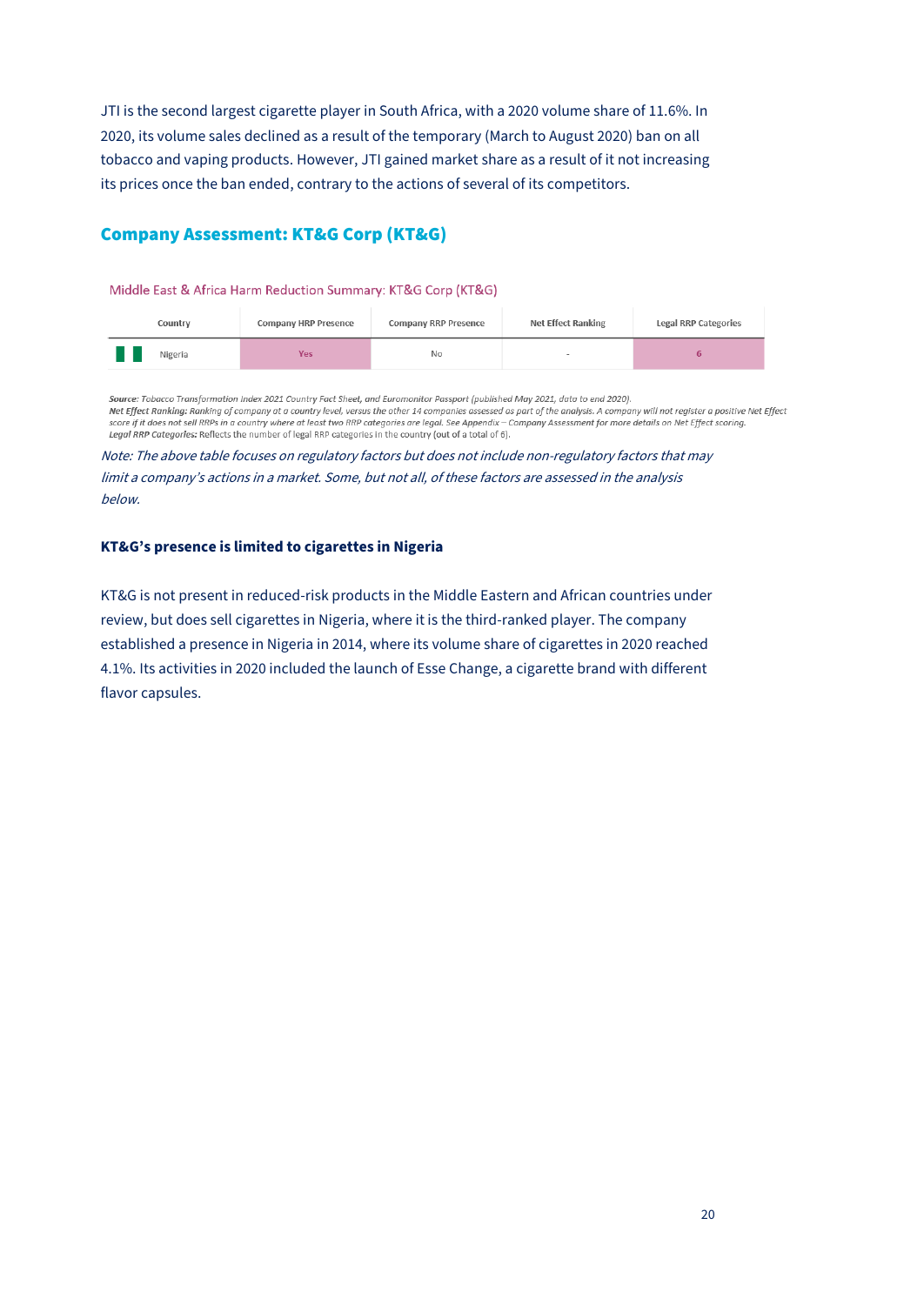JTI is the second largest cigarette player in South Africa, with a 2020 volume share of 11.6%. In 2020, its volume sales declined as a result of the temporary (March to August 2020) ban on all tobacco and vaping products. However, JTI gained market share as a result of it not increasing its prices once the ban ended, contrary to the actions of several of its competitors.

## Company Assessment: KT&G Corp (KT&G)

Middle East & Africa Harm Reduction Summary: KT&G Corp (KT&G)

| Country | Company HRP Presence | Company RRP Presence | Net Effect Ranking | Legal RRP Categories |
|---|---|---|---|---|
| Nigeria | Yes | No | - | 6 |

***Source:*** *Tobacco Transformation Index 2021 Country Fact Sheet, and Euromonitor Passport (published May 2021, data to end 2020).*
***Net Effect Ranking:*** *Ranking of company at a country level, versus the other 14 companies assessed as part of the analysis. A company will not register a positive Net Effect score if it does not sell RRPs in a country where at least two RRP categories are legal. See Appendix – Company Assessment for more details on Net Effect scoring.*
***Legal RRP Categories:*** Reflects the number of legal RRP categories in the country (out of a total of 6).

*Note: The above table focuses on regulatory factors but does not include non-regulatory factors that may limit a company's actions in a market. Some, but not all, of these factors are assessed in the analysis below.*

**KT&G's presence is limited to cigarettes in Nigeria**

KT&G is not present in reduced-risk products in the Middle Eastern and African countries under review, but does sell cigarettes in Nigeria, where it is the third-ranked player. The company established a presence in Nigeria in 2014, where its volume share of cigarettes in 2020 reached 4.1%. Its activities in 2020 included the launch of Esse Change, a cigarette brand with different flavor capsules.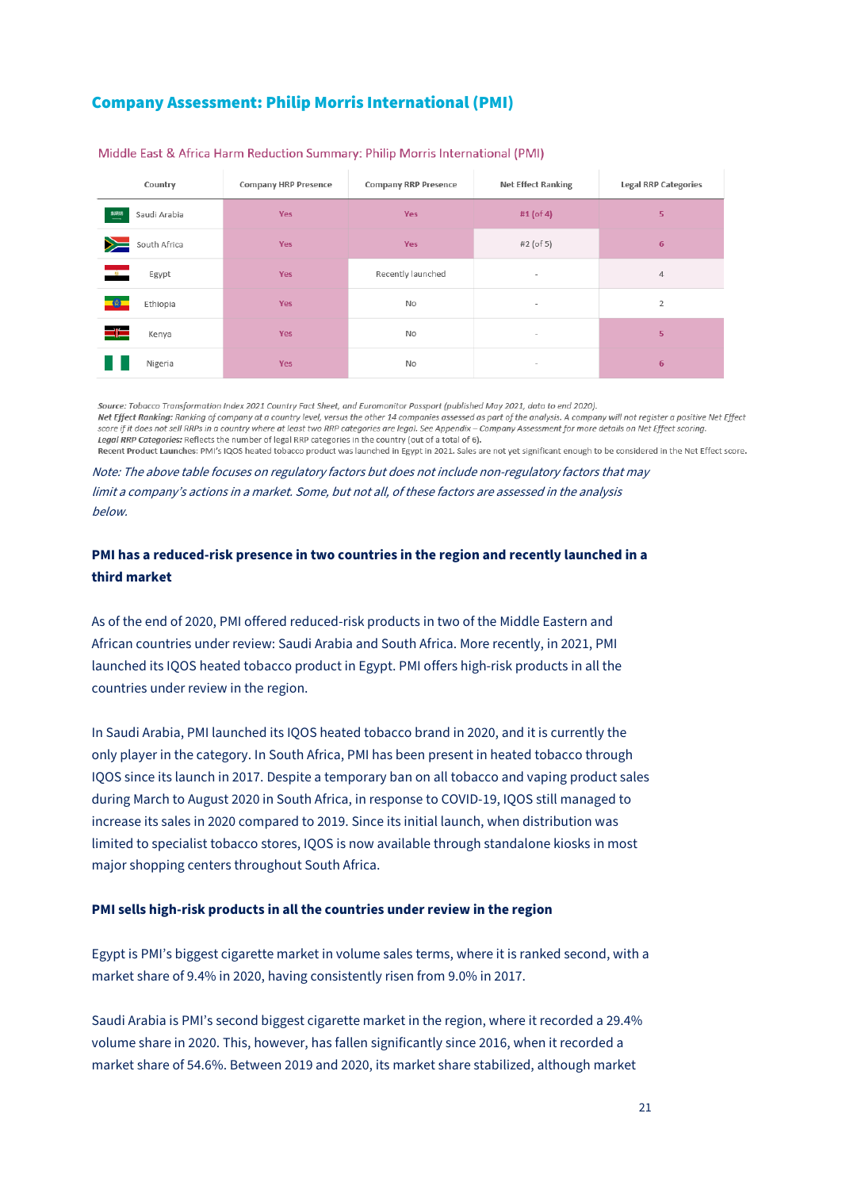## Company Assessment: Philip Morris International (PMI)

Middle East & Africa Harm Reduction Summary: Philip Morris International (PMI)

| Country | Company HRP Presence | Company RRP Presence | Net Effect Ranking | Legal RRP Categories |
|---|---|---|---|---|
| Saudi Arabia | Yes | Yes | #1 (of 4) | 5 |
| South Africa | Yes | Yes | #2 (of 5) | 6 |
| Egypt | Yes | Recently launched | - | 4 |
| Ethiopia | Yes | No | - | 2 |
| Kenya | Yes | No | - | 5 |
| Nigeria | Yes | No | - | 6 |

*Source: Tobacco Transformation Index 2021 Country Fact Sheet, and Euromonitor Passport (published May 2021, data to end 2020).*
***Net Effect Ranking:** Ranking of company at a country level, versus the other 14 companies assessed as part of the analysis. A company will not register a positive Net Effect score if it does not sell RRPs in a country where at least two RRP categories are legal. See Appendix – Company Assessment for more details on Net Effect scoring.*
***Legal RRP Categories:*** Reflects the number of legal RRP categories in the country (out of a total of 6).
**Recent Product Launches**: PMI's IQOS heated tobacco product was launched in Egypt in 2021. Sales are not yet significant enough to be considered in the Net Effect score.

*Note: The above table focuses on regulatory factors but does not include non-regulatory factors that may limit a company's actions in a market. Some, but not all, of these factors are assessed in the analysis below.*

### PMI has a reduced-risk presence in two countries in the region and recently launched in a third market

As of the end of 2020, PMI offered reduced-risk products in two of the Middle Eastern and African countries under review: Saudi Arabia and South Africa. More recently, in 2021, PMI launched its IQOS heated tobacco product in Egypt. PMI offers high-risk products in all the countries under review in the region.

In Saudi Arabia, PMI launched its IQOS heated tobacco brand in 2020, and it is currently the only player in the category. In South Africa, PMI has been present in heated tobacco through IQOS since its launch in 2017. Despite a temporary ban on all tobacco and vaping product sales during March to August 2020 in South Africa, in response to COVID-19, IQOS still managed to increase its sales in 2020 compared to 2019. Since its initial launch, when distribution was limited to specialist tobacco stores, IQOS is now available through standalone kiosks in most major shopping centers throughout South Africa.

### PMI sells high-risk products in all the countries under review in the region

Egypt is PMI's biggest cigarette market in volume sales terms, where it is ranked second, with a market share of 9.4% in 2020, having consistently risen from 9.0% in 2017.

Saudi Arabia is PMI's second biggest cigarette market in the region, where it recorded a 29.4% volume share in 2020. This, however, has fallen significantly since 2016, when it recorded a market share of 54.6%. Between 2019 and 2020, its market share stabilized, although market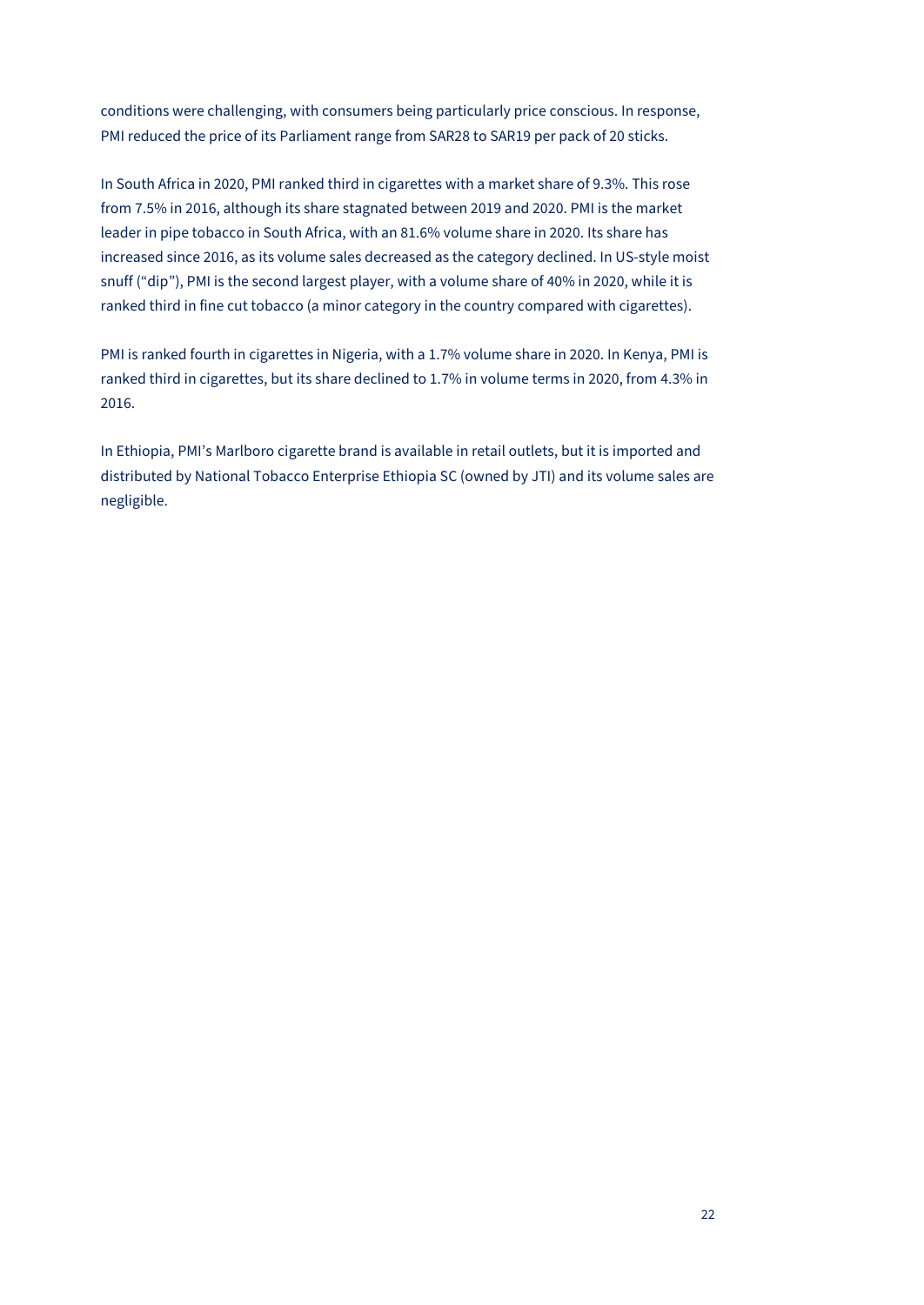conditions were challenging, with consumers being particularly price conscious. In response, PMI reduced the price of its Parliament range from SAR28 to SAR19 per pack of 20 sticks.

In South Africa in 2020, PMI ranked third in cigarettes with a market share of 9.3%. This rose from 7.5% in 2016, although its share stagnated between 2019 and 2020. PMI is the market leader in pipe tobacco in South Africa, with an 81.6% volume share in 2020. Its share has increased since 2016, as its volume sales decreased as the category declined. In US-style moist snuff ("dip"), PMI is the second largest player, with a volume share of 40% in 2020, while it is ranked third in fine cut tobacco (a minor category in the country compared with cigarettes).

PMI is ranked fourth in cigarettes in Nigeria, with a 1.7% volume share in 2020. In Kenya, PMI is ranked third in cigarettes, but its share declined to 1.7% in volume terms in 2020, from 4.3% in 2016.

In Ethiopia, PMI's Marlboro cigarette brand is available in retail outlets, but it is imported and distributed by National Tobacco Enterprise Ethiopia SC (owned by JTI) and its volume sales are negligible.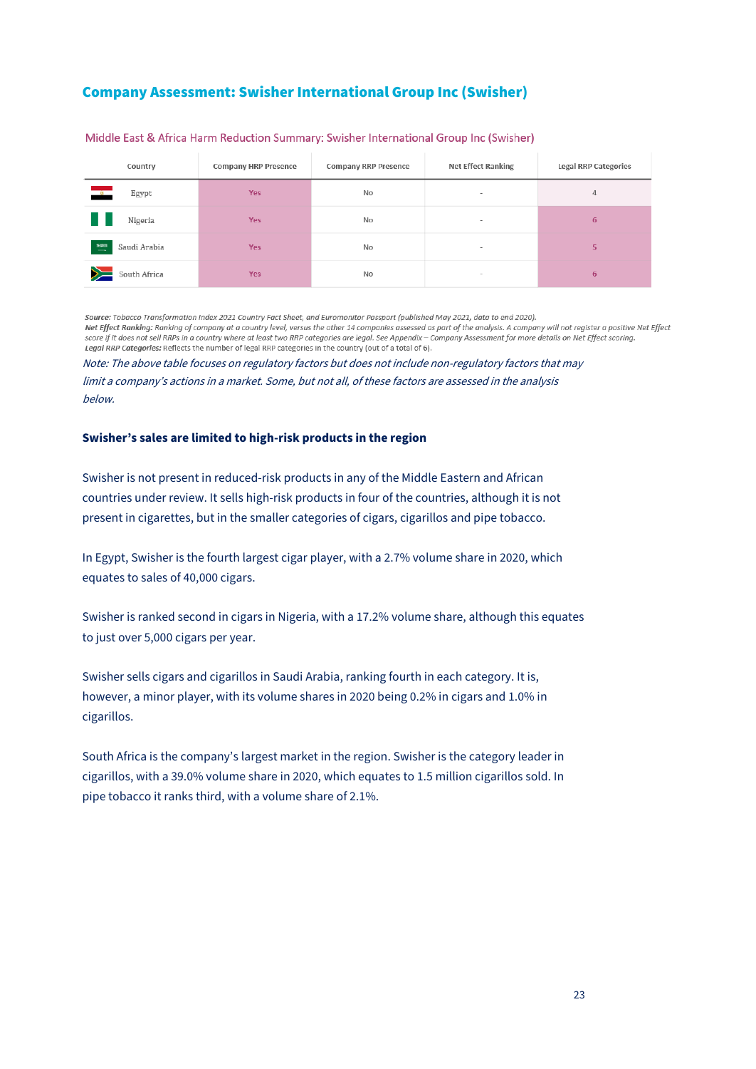## Company Assessment: Swisher International Group Inc (Swisher)

Middle East & Africa Harm Reduction Summary: Swisher International Group Inc (Swisher)

| Country | Company HRP Presence | Company RRP Presence | Net Effect Ranking | Legal RRP Categories |
|---|---|---|---|---|
| Egypt | Yes | No | - | 4 |
| Nigeria | Yes | No | - | 6 |
| Saudi Arabia | Yes | No | - | 5 |
| South Africa | Yes | No | - | 6 |

*Source: Tobacco Transformation Index 2021 Country Fact Sheet, and Euromonitor Passport (published May 2021, data to end 2020).*
***Net Effect Ranking:*** *Ranking of company at a country level, versus the other 14 companies assessed as part of the analysis. A company will not register a positive Net Effect score if it does not sell RRPs in a country where at least two RRP categories are legal. See Appendix – Company Assessment for more details on Net Effect scoring.*
***Legal RRP Categories:*** Reflects the number of legal RRP categories in the country (out of a total of 6).

*Note: The above table focuses on regulatory factors but does not include non-regulatory factors that may limit a company's actions in a market. Some, but not all, of these factors are assessed in the analysis below.*

**Swisher's sales are limited to high-risk products in the region**

Swisher is not present in reduced-risk products in any of the Middle Eastern and African countries under review. It sells high-risk products in four of the countries, although it is not present in cigarettes, but in the smaller categories of cigars, cigarillos and pipe tobacco.

In Egypt, Swisher is the fourth largest cigar player, with a 2.7% volume share in 2020, which equates to sales of 40,000 cigars.

Swisher is ranked second in cigars in Nigeria, with a 17.2% volume share, although this equates to just over 5,000 cigars per year.

Swisher sells cigars and cigarillos in Saudi Arabia, ranking fourth in each category. It is, however, a minor player, with its volume shares in 2020 being 0.2% in cigars and 1.0% in cigarillos.

South Africa is the company's largest market in the region. Swisher is the category leader in cigarillos, with a 39.0% volume share in 2020, which equates to 1.5 million cigarillos sold. In pipe tobacco it ranks third, with a volume share of 2.1%.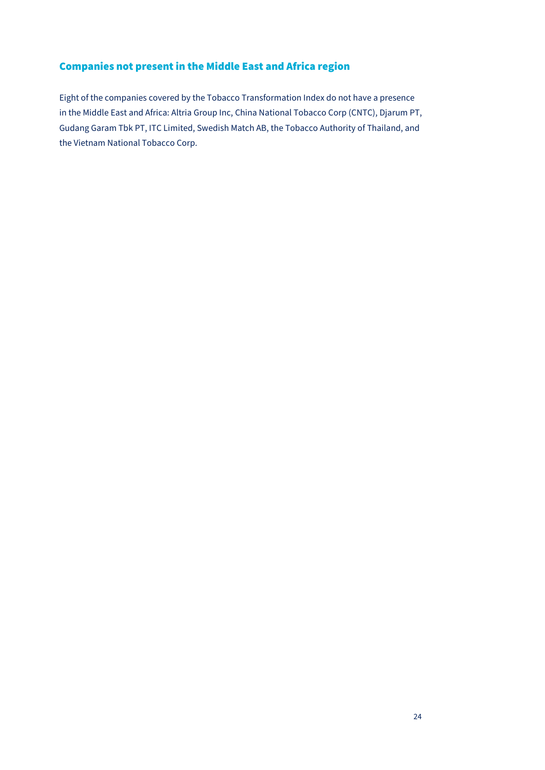## Companies not present in the Middle East and Africa region

Eight of the companies covered by the Tobacco Transformation Index do not have a presence in the Middle East and Africa: Altria Group Inc, China National Tobacco Corp (CNTC), Djarum PT, Gudang Garam Tbk PT, ITC Limited, Swedish Match AB, the Tobacco Authority of Thailand, and the Vietnam National Tobacco Corp.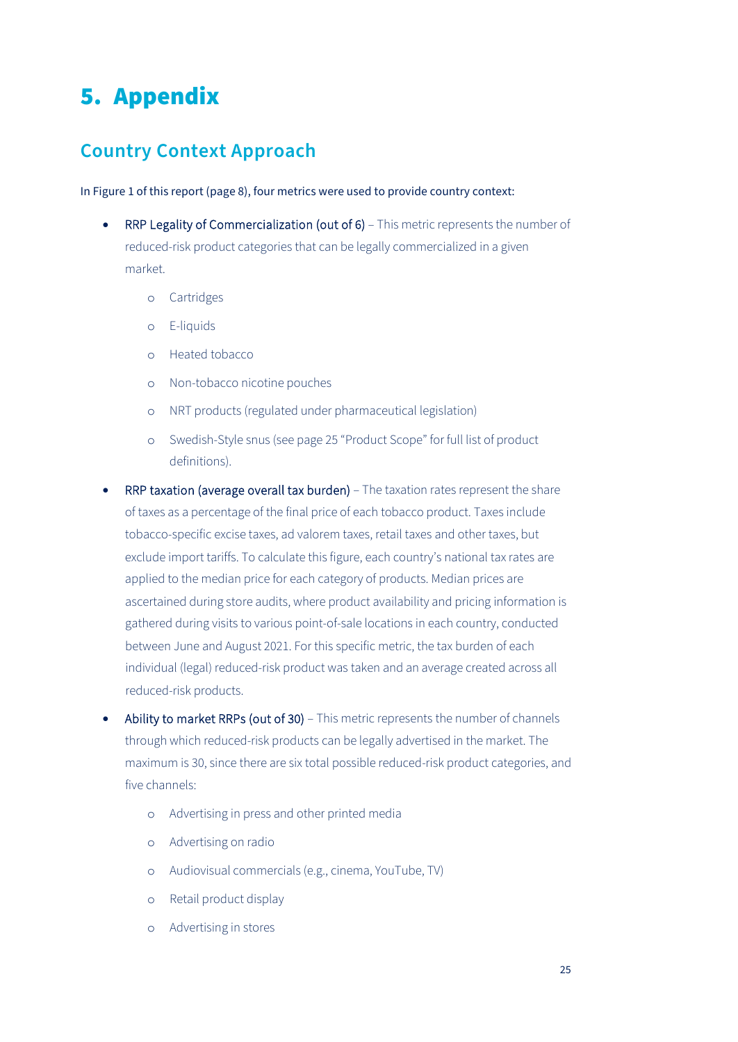# 5. Appendix

## Country Context Approach

In Figure 1 of this report (page 8), four metrics were used to provide country context:

- RRP Legality of Commercialization (out of 6) – This metric represents the number of reduced-risk product categories that can be legally commercialized in a given market.
    - Cartridges
    - E-liquids
    - Heated tobacco
    - Non-tobacco nicotine pouches
    - NRT products (regulated under pharmaceutical legislation)
    - Swedish-Style snus (see page 25 "Product Scope" for full list of product definitions).
- RRP taxation (average overall tax burden) – The taxation rates represent the share of taxes as a percentage of the final price of each tobacco product. Taxes include tobacco-specific excise taxes, ad valorem taxes, retail taxes and other taxes, but exclude import tariffs. To calculate this figure, each country's national tax rates are applied to the median price for each category of products. Median prices are ascertained during store audits, where product availability and pricing information is gathered during visits to various point-of-sale locations in each country, conducted between June and August 2021. For this specific metric, the tax burden of each individual (legal) reduced-risk product was taken and an average created across all reduced-risk products.
- Ability to market RRPs (out of 30) – This metric represents the number of channels through which reduced-risk products can be legally advertised in the market. The maximum is 30, since there are six total possible reduced-risk product categories, and five channels:
    - Advertising in press and other printed media
    - Advertising on radio
    - Audiovisual commercials (e.g., cinema, YouTube, TV)
    - Retail product display
    - Advertising in stores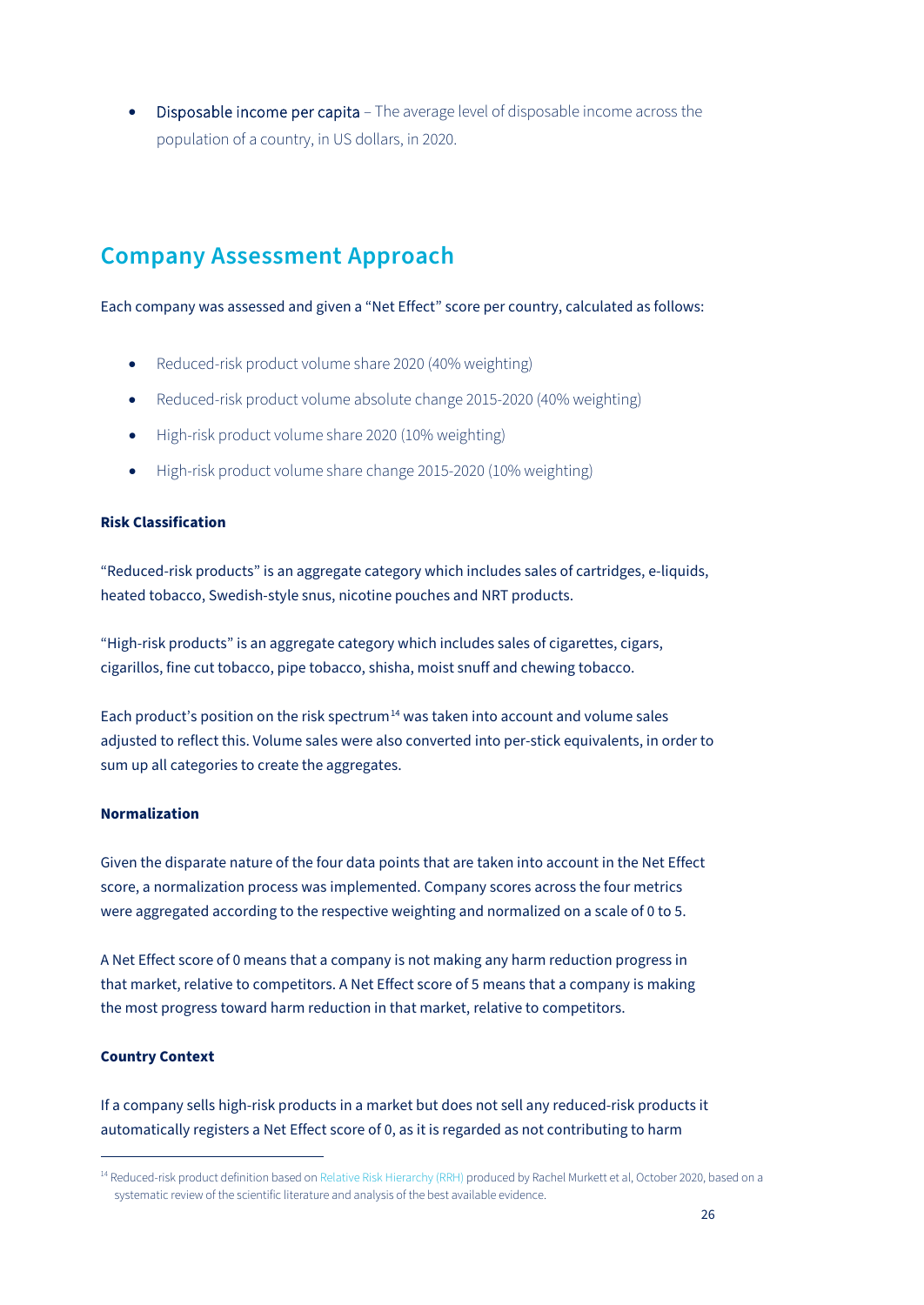- **Disposable income per capita** – The average level of disposable income across the population of a country, in US dollars, in 2020.

## Company Assessment Approach

Each company was assessed and given a "Net Effect" score per country, calculated as follows:

- Reduced-risk product volume share 2020 (40% weighting)
- Reduced-risk product volume absolute change 2015-2020 (40% weighting)
- High-risk product volume share 2020 (10% weighting)
- High-risk product volume share change 2015-2020 (10% weighting)

**Risk Classification**

"Reduced-risk products" is an aggregate category which includes sales of cartridges, e-liquids, heated tobacco, Swedish-style snus, nicotine pouches and NRT products.

"High-risk products" is an aggregate category which includes sales of cigarettes, cigars, cigarillos, fine cut tobacco, pipe tobacco, shisha, moist snuff and chewing tobacco.

Each product's position on the risk spectrum[14] was taken into account and volume sales adjusted to reflect this. Volume sales were also converted into per-stick equivalents, in order to sum up all categories to create the aggregates.

**Normalization**

Given the disparate nature of the four data points that are taken into account in the Net Effect score, a normalization process was implemented. Company scores across the four metrics were aggregated according to the respective weighting and normalized on a scale of 0 to 5.

A Net Effect score of 0 means that a company is not making any harm reduction progress in that market, relative to competitors. A Net Effect score of 5 means that a company is making the most progress toward harm reduction in that market, relative to competitors.

**Country Context**

If a company sells high-risk products in a market but does not sell any reduced-risk products it automatically registers a Net Effect score of 0, as it is regarded as not contributing to harm

[14] Reduced-risk product definition based on Relative Risk Hierarchy (RRH) produced by Rachel Murkett et al, October 2020, based on a systematic review of the scientific literature and analysis of the best available evidence.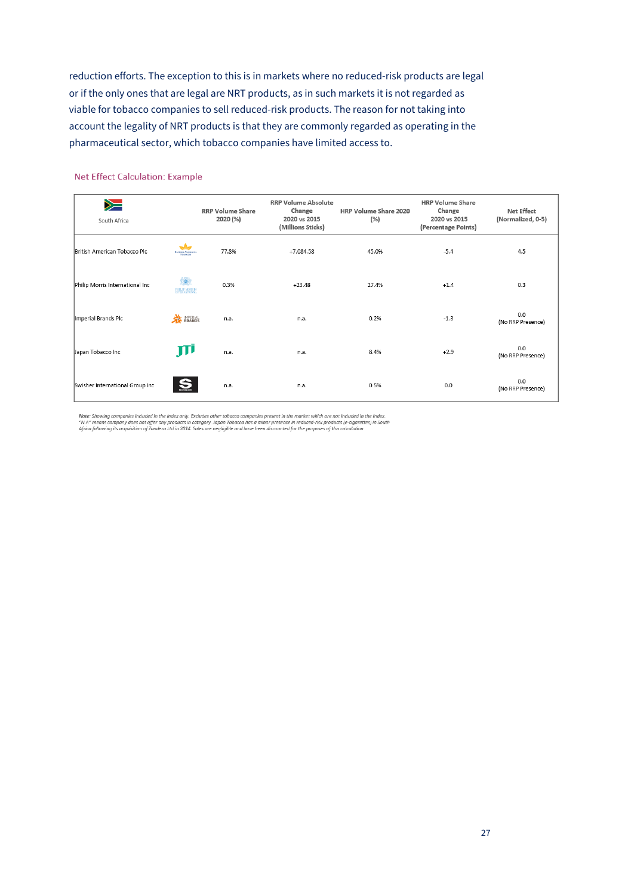reduction efforts. The exception to this is in markets where no reduced-risk products are legal or if the only ones that are legal are NRT products, as in such markets it is not regarded as viable for tobacco companies to sell reduced-risk products. The reason for not taking into account the legality of NRT products is that they are commonly regarded as operating in the pharmaceutical sector, which tobacco companies have limited access to.

Net Effect Calculation: Example

| South Africa | RRP Volume Share 2020 (%) | RRP Volume Absolute Change 2020 vs 2015 (Millions Sticks) | HRP Volume Share 2020 (%) | HRP Volume Share Change 2020 vs 2015 (Percentage Points) | Net Effect (Normalized, 0-5) |
|---|---|---|---|---|---|
| British American Tobacco Plc | 77.8% | +7,084.58 | 45.0% | -5.4 | 4.5 |
| Philip Morris International Inc | 0.3% | +23.48 | 27.4% | +1.4 | 0.3 |
| Imperial Brands Plc | n.a. | n.a. | 0.2% | -1.3 | 0.0 (No RRP Presence) |
| Japan Tobacco Inc | n.a. | n.a. | 8.4% | +2.9 | 0.0 (No RRP Presence) |
| Swisher International Group Inc | n.a. | n.a. | 0.5% | 0.0 | 0.0 (No RRP Presence) |

*Note: Showing companies included in the Index only. Excludes other tobacco companies present in the market which are not included in the Index. "N.A" means company does not offer any products in category. Japan Tobacco has a minor presence in reduced-risk products (e-cigarettes) in South Africa following its acquisition of Zandera Ltd in 2014. Sales are negligible and have been discounted for the purposes of this calculation.*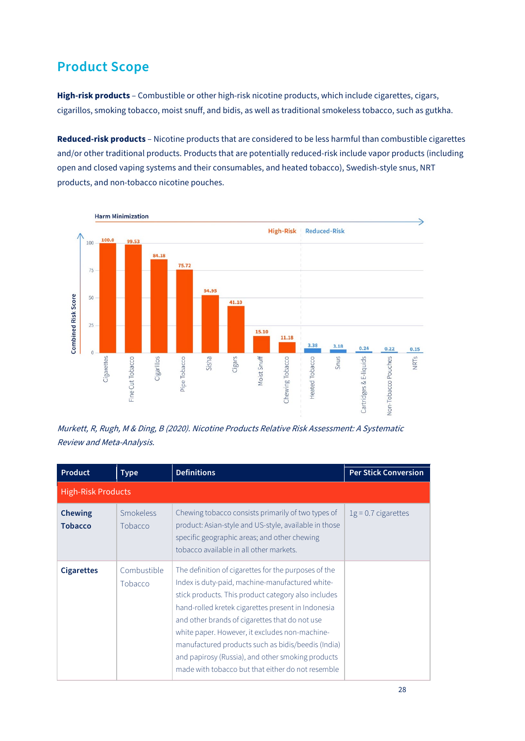## Product Scope

**High-risk products** – Combustible or other high-risk nicotine products, which include cigarettes, cigars, cigarillos, smoking tobacco, moist snuff, and bidis, as well as traditional smokeless tobacco, such as gutkha.

**Reduced-risk products** – Nicotine products that are considered to be less harmful than combustible cigarettes and/or other traditional products. Products that are potentially reduced-risk include vapor products (including open and closed vaping systems and their consumables, and heated tobacco), Swedish-style snus, NRT products, and non-tobacco nicotine pouches.

**Harm Minimization**

| Product | Combined Risk Score | Category |
|---|---|---|
| Cigarettes | 100.0 | High-Risk |
| Fine Cut Tobacco | 99.53 | High-Risk |
| Cigarillos | 84.18 | High-Risk |
| Pipe Tobacco | 75.72 | High-Risk |
| Sisha | 54.95 | High-Risk |
| Cigars | 41.10 | High-Risk |
| Moist Snuff | 15.10 | High-Risk |
| Chewing Tobacco | 11.18 | High-Risk |
| Heated Tobacco | 3.38 | Reduced-Risk |
| Snus | 3.18 | Reduced-Risk |
| Cartridges & E-liquids | 0.24 | Reduced-Risk |
| Non-Tobacco Pouches | 0.22 | Reduced-Risk |
| NRTs | 0.15 | Reduced-Risk |

*Murkett, R, Rugh, M & Ding, B (2020). Nicotine Products Relative Risk Assessment: A Systematic Review and Meta-Analysis.*

| Product | Type | Definitions | Per Stick Conversion |
|---|---|---|---|
| High-Risk Products | | | |
| **Chewing Tobacco** | Smokeless Tobacco | Chewing tobacco consists primarily of two types of product: Asian-style and US-style, available in those specific geographic areas; and other chewing tobacco available in all other markets. | 1g = 0.7 cigarettes |
| **Cigarettes** | Combustible Tobacco | The definition of cigarettes for the purposes of the Index is duty-paid, machine-manufactured white-stick products. This product category also includes hand-rolled kretek cigarettes present in Indonesia and other brands of cigarettes that do not use white paper. However, it excludes non-machine-manufactured products such as bidis/beedis (India) and papirosy (Russia), and other smoking products made with tobacco but that either do not resemble | |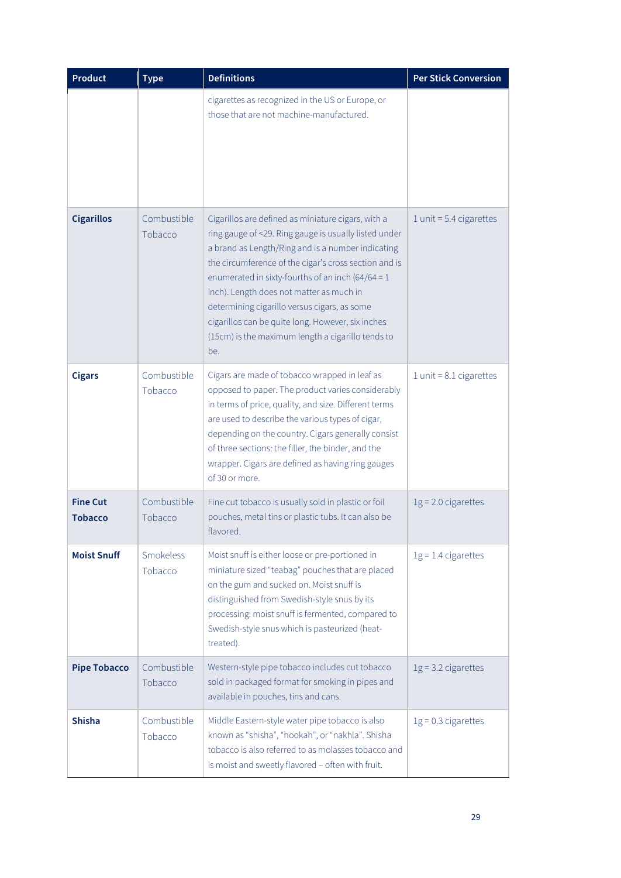| Product | Type | Definitions | Per Stick Conversion |
|---|---|---|---|
| | | cigarettes as recognized in the US or Europe, or those that are not machine-manufactured. | |
| **Cigarillos** | Combustible Tobacco | Cigarillos are defined as miniature cigars, with a ring gauge of <29. Ring gauge is usually listed under a brand as Length/Ring and is a number indicating the circumference of the cigar's cross section and is enumerated in sixty-fourths of an inch (64/64 = 1 inch). Length does not matter as much in determining cigarillo versus cigars, as some cigarillos can be quite long. However, six inches (15cm) is the maximum length a cigarillo tends to be. | 1 unit = 5.4 cigarettes |
| **Cigars** | Combustible Tobacco | Cigars are made of tobacco wrapped in leaf as opposed to paper. The product varies considerably in terms of price, quality, and size. Different terms are used to describe the various types of cigar, depending on the country. Cigars generally consist of three sections: the filler, the binder, and the wrapper. Cigars are defined as having ring gauges of 30 or more. | 1 unit = 8.1 cigarettes |
| **Fine Cut Tobacco** | Combustible Tobacco | Fine cut tobacco is usually sold in plastic or foil pouches, metal tins or plastic tubs. It can also be flavored. | 1g = 2.0 cigarettes |
| **Moist Snuff** | Smokeless Tobacco | Moist snuff is either loose or pre-portioned in miniature sized "teabag" pouches that are placed on the gum and sucked on. Moist snuff is distinguished from Swedish-style snus by its processing: moist snuff is fermented, compared to Swedish-style snus which is pasteurized (heat-treated). | 1g = 1.4 cigarettes |
| **Pipe Tobacco** | Combustible Tobacco | Western-style pipe tobacco includes cut tobacco sold in packaged format for smoking in pipes and available in pouches, tins and cans. | 1g = 3.2 cigarettes |
| **Shisha** | Combustible Tobacco | Middle Eastern-style water pipe tobacco is also known as "shisha", "hookah", or "nakhla". Shisha tobacco is also referred to as molasses tobacco and is moist and sweetly flavored – often with fruit. | 1g = 0.3 cigarettes |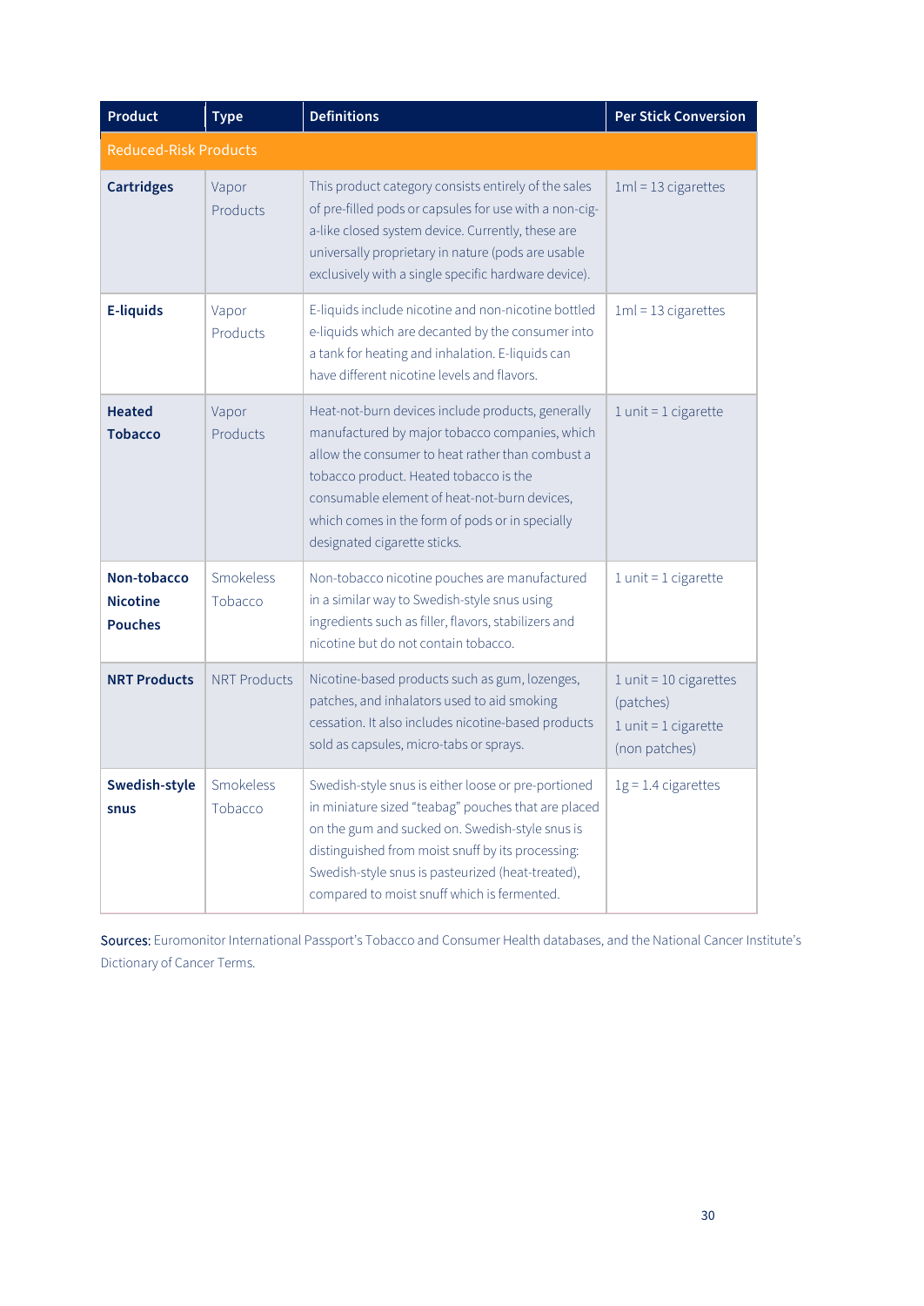| Product | Type | Definitions | Per Stick Conversion |
|---|---|---|---|
| Reduced-Risk Products | | | |
| **Cartridges** | Vapor Products | This product category consists entirely of the sales of pre-filled pods or capsules for use with a non-cig-a-like closed system device. Currently, these are universally proprietary in nature (pods are usable exclusively with a single specific hardware device). | 1ml = 13 cigarettes |
| **E-liquids** | Vapor Products | E-liquids include nicotine and non-nicotine bottled e-liquids which are decanted by the consumer into a tank for heating and inhalation. E-liquids can have different nicotine levels and flavors. | 1ml = 13 cigarettes |
| **Heated Tobacco** | Vapor Products | Heat-not-burn devices include products, generally manufactured by major tobacco companies, which allow the consumer to heat rather than combust a tobacco product. Heated tobacco is the consumable element of heat-not-burn devices, which comes in the form of pods or in specially designated cigarette sticks. | 1 unit = 1 cigarette |
| **Non-tobacco Nicotine Pouches** | Smokeless Tobacco | Non-tobacco nicotine pouches are manufactured in a similar way to Swedish-style snus using ingredients such as filler, flavors, stabilizers and nicotine but do not contain tobacco. | 1 unit = 1 cigarette |
| **NRT Products** | NRT Products | Nicotine-based products such as gum, lozenges, patches, and inhalators used to aid smoking cessation. It also includes nicotine-based products sold as capsules, micro-tabs or sprays. | 1 unit = 10 cigarettes (patches) 1 unit = 1 cigarette (non patches) |
| **Swedish-style snus** | Smokeless Tobacco | Swedish-style snus is either loose or pre-portioned in miniature sized "teabag" pouches that are placed on the gum and sucked on. Swedish-style snus is distinguished from moist snuff by its processing: Swedish-style snus is pasteurized (heat-treated), compared to moist snuff which is fermented. | 1g = 1.4 cigarettes |

**Sources:** Euromonitor International Passport's Tobacco and Consumer Health databases, and the National Cancer Institute's Dictionary of Cancer Terms.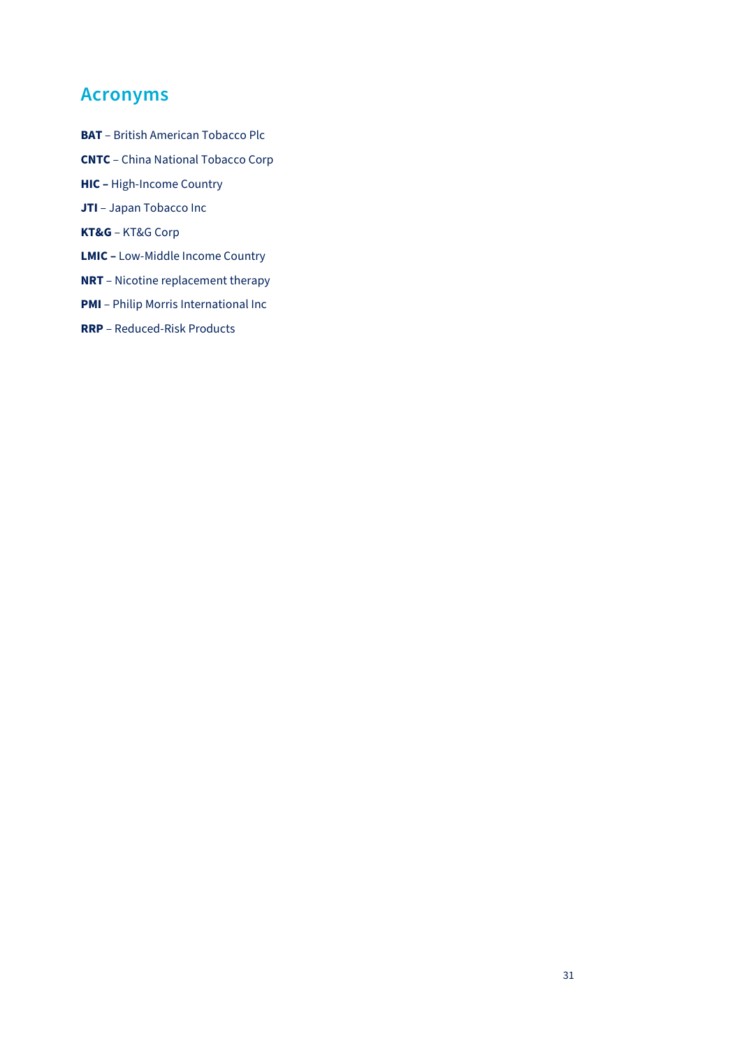## Acronyms

**BAT** – British American Tobacco Plc

**CNTC** – China National Tobacco Corp

**HIC –** High-Income Country

**JTI** – Japan Tobacco Inc

**KT&G** – KT&G Corp

**LMIC –** Low-Middle Income Country

**NRT** – Nicotine replacement therapy

**PMI** – Philip Morris International Inc

**RRP** – Reduced-Risk Products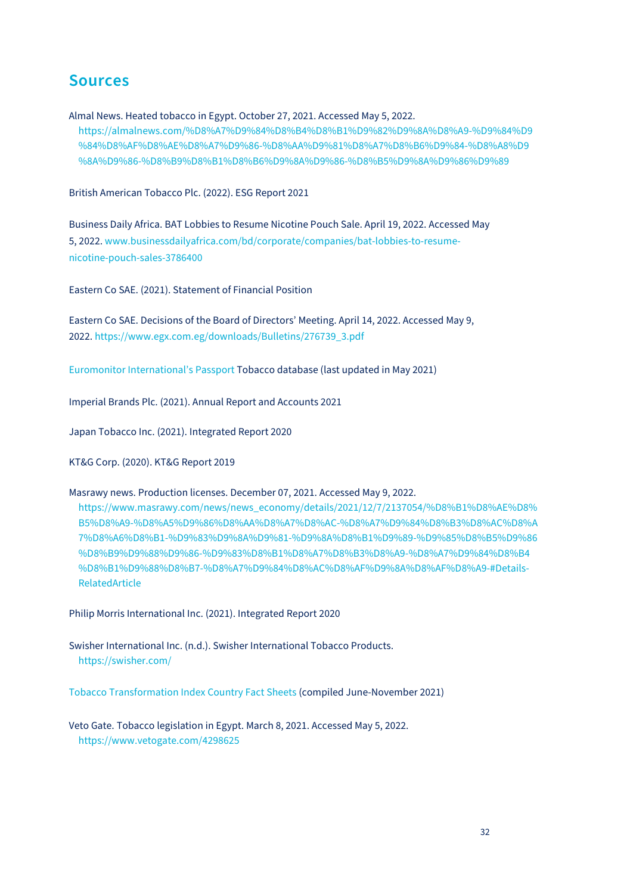## Sources

Almal News. Heated tobacco in Egypt. October 27, 2021. Accessed May 5, 2022. https://almalnews.com/%D8%A7%D9%84%D8%B4%D8%B1%D9%82%D9%8A%D8%A9-%D9%84%D9%84%D8%AF%D8%AE%D8%A7%D9%86-%D8%AA%D9%81%D8%A7%D8%B6%D9%84-%D8%A8%D9%8A%D9%86-%D8%B9%D8%B1%D8%B6%D9%8A%D9%86-%D8%B5%D9%8A%D9%86%D9%89

British American Tobacco Plc. (2022). ESG Report 2021

Business Daily Africa. BAT Lobbies to Resume Nicotine Pouch Sale. April 19, 2022. Accessed May 5, 2022. www.businessdailyafrica.com/bd/corporate/companies/bat-lobbies-to-resume-nicotine-pouch-sales-3786400

Eastern Co SAE. (2021). Statement of Financial Position

Eastern Co SAE. Decisions of the Board of Directors' Meeting. April 14, 2022. Accessed May 9, 2022. https://www.egx.com.eg/downloads/Bulletins/276739_3.pdf

Euromonitor International's Passport Tobacco database (last updated in May 2021)

Imperial Brands Plc. (2021). Annual Report and Accounts 2021

Japan Tobacco Inc. (2021). Integrated Report 2020

KT&G Corp. (2020). KT&G Report 2019

Masrawy news. Production licenses. December 07, 2021. Accessed May 9, 2022. https://www.masrawy.com/news/news_economy/details/2021/12/7/2137054/%D8%B1%D8%AE%D8%B5%D8%A9-%D8%A5%D9%86%D8%AA%D8%A7%D8%AC-%D8%A7%D9%84%D8%B3%D8%AC%D8%A7%D8%A6%D8%B1-%D9%83%D9%8A%D9%81-%D9%8A%D8%AA%D8%B1%D9%89-%D9%85%D8%B5%D9%86%D8%B9%D9%88%D9%86-%D9%83%D8%B1%D8%A7%D8%B3%D8%A9-%D8%A7%D9%84%D8%B4%D8%B1%D9%88%D8%B7-%D8%A7%D9%84%D8%AC%D8%AF%D9%8A%D8%AF%D8%A9-#Details-RelatedArticle

Philip Morris International Inc. (2021). Integrated Report 2020

Swisher International Inc. (n.d.). Swisher International Tobacco Products. https://swisher.com/

Tobacco Transformation Index Country Fact Sheets (compiled June-November 2021)

Veto Gate. Tobacco legislation in Egypt. March 8, 2021. Accessed May 5, 2022. https://www.vetogate.com/4298625